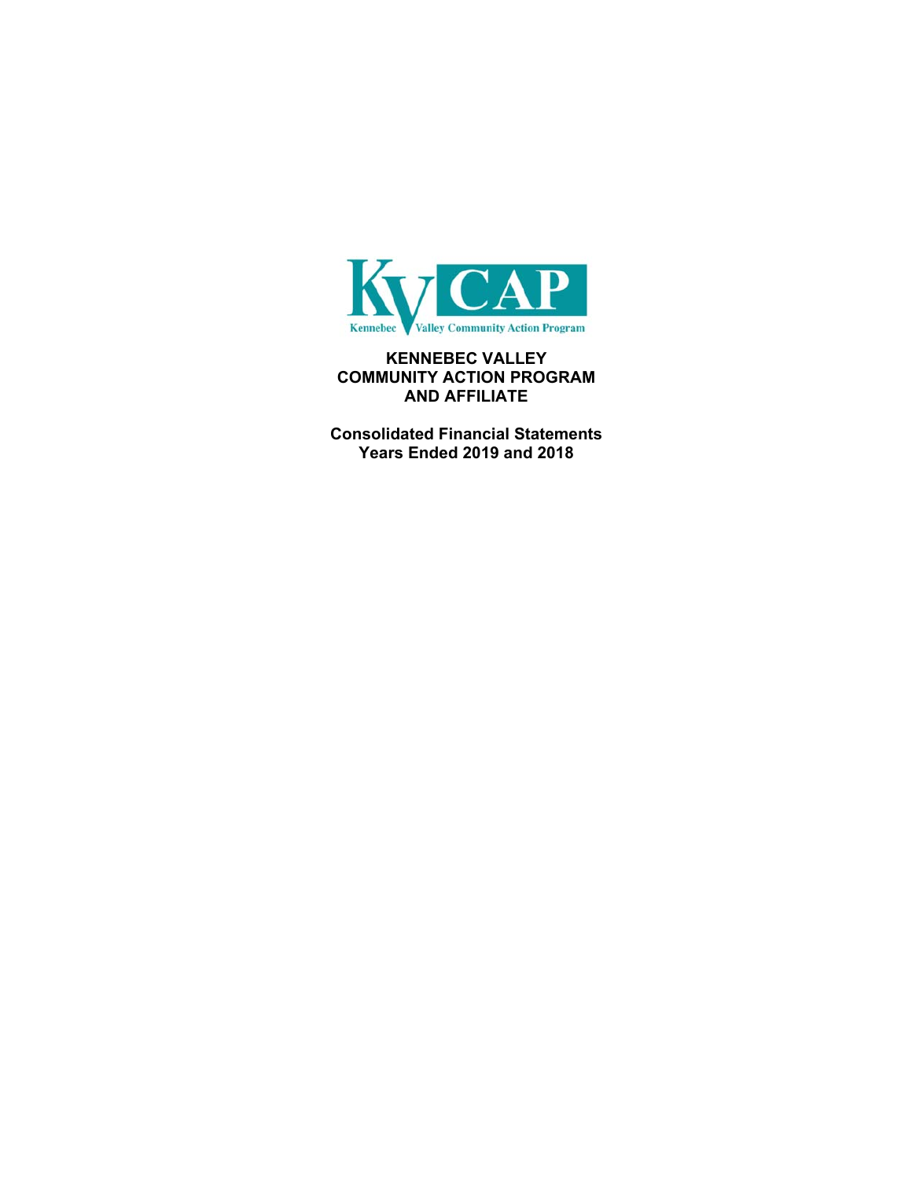KVCAP

Kennebec Valley Community Action Program

# KENNEBEC VALLEY COMMUNITY ACTION PROGRAM AND AFFILIATE

## Consolidated Financial Statements Years Ended 2019 and 2018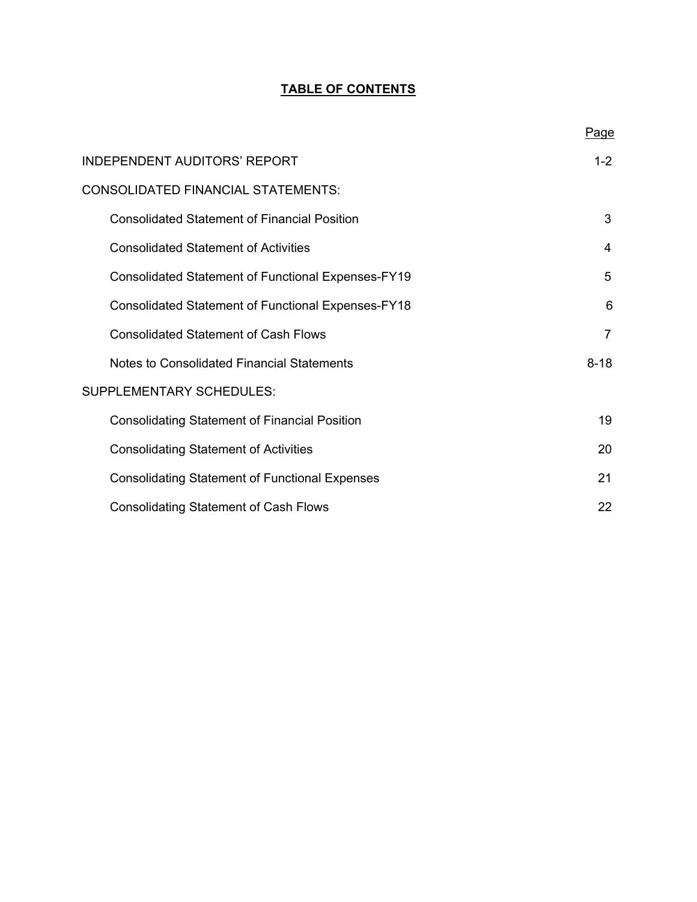# TABLE OF CONTENTS

| | Page |
|---|---|
| INDEPENDENT AUDITORS' REPORT | 1-2 |
| CONSOLIDATED FINANCIAL STATEMENTS: | |
| Consolidated Statement of Financial Position | 3 |
| Consolidated Statement of Activities | 4 |
| Consolidated Statement of Functional Expenses-FY19 | 5 |
| Consolidated Statement of Functional Expenses-FY18 | 6 |
| Consolidated Statement of Cash Flows | 7 |
| Notes to Consolidated Financial Statements | 8-18 |
| SUPPLEMENTARY SCHEDULES: | |
| Consolidating Statement of Financial Position | 19 |
| Consolidating Statement of Activities | 20 |
| Consolidating Statement of Functional Expenses | 21 |
| Consolidating Statement of Cash Flows | 22 |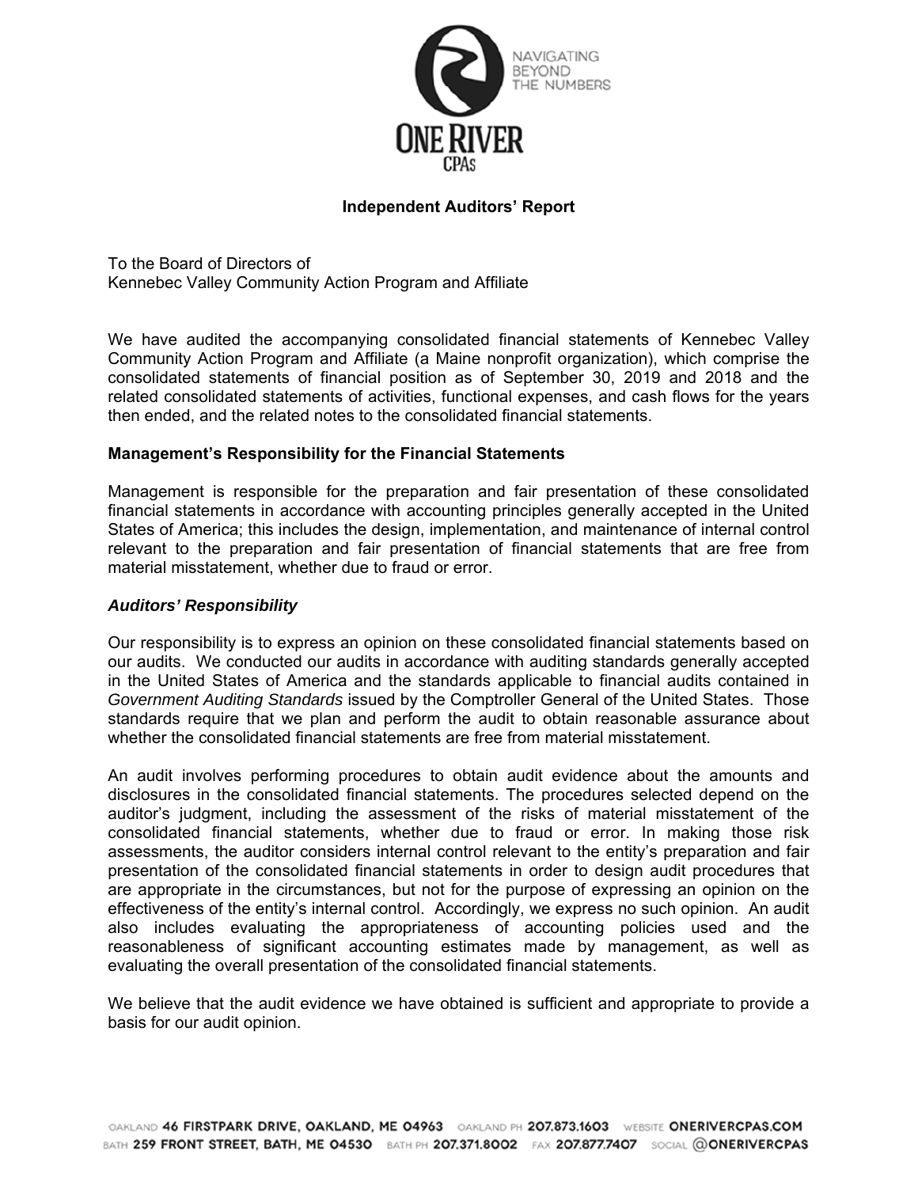NAVIGATING BEYOND THE NUMBERS

ONE RIVER CPAs

### Independent Auditors' Report

To the Board of Directors of
Kennebec Valley Community Action Program and Affiliate

We have audited the accompanying consolidated financial statements of Kennebec Valley Community Action Program and Affiliate (a Maine nonprofit organization), which comprise the consolidated statements of financial position as of September 30, 2019 and 2018 and the related consolidated statements of activities, functional expenses, and cash flows for the years then ended, and the related notes to the consolidated financial statements.

**Management's Responsibility for the Financial Statements**

Management is responsible for the preparation and fair presentation of these consolidated financial statements in accordance with accounting principles generally accepted in the United States of America; this includes the design, implementation, and maintenance of internal control relevant to the preparation and fair presentation of financial statements that are free from material misstatement, whether due to fraud or error.

***Auditors' Responsibility***

Our responsibility is to express an opinion on these consolidated financial statements based on our audits. We conducted our audits in accordance with auditing standards generally accepted in the United States of America and the standards applicable to financial audits contained in *Government Auditing Standards* issued by the Comptroller General of the United States. Those standards require that we plan and perform the audit to obtain reasonable assurance about whether the consolidated financial statements are free from material misstatement.

An audit involves performing procedures to obtain audit evidence about the amounts and disclosures in the consolidated financial statements. The procedures selected depend on the auditor's judgment, including the assessment of the risks of material misstatement of the consolidated financial statements, whether due to fraud or error. In making those risk assessments, the auditor considers internal control relevant to the entity's preparation and fair presentation of the consolidated financial statements in order to design audit procedures that are appropriate in the circumstances, but not for the purpose of expressing an opinion on the effectiveness of the entity's internal control. Accordingly, we express no such opinion. An audit also includes evaluating the appropriateness of accounting policies used and the reasonableness of significant accounting estimates made by management, as well as evaluating the overall presentation of the consolidated financial statements.

We believe that the audit evidence we have obtained is sufficient and appropriate to provide a basis for our audit opinion.

OAKLAND 46 FIRSTPARK DRIVE, OAKLAND, ME 04963 OAKLAND PH 207.873.1603 WEBSITE ONERIVERCPAS.COM
BATH 259 FRONT STREET, BATH, ME 04530 BATH PH 207.371.8002 FAX 207.877.7407 SOCIAL @ONERIVERCPAS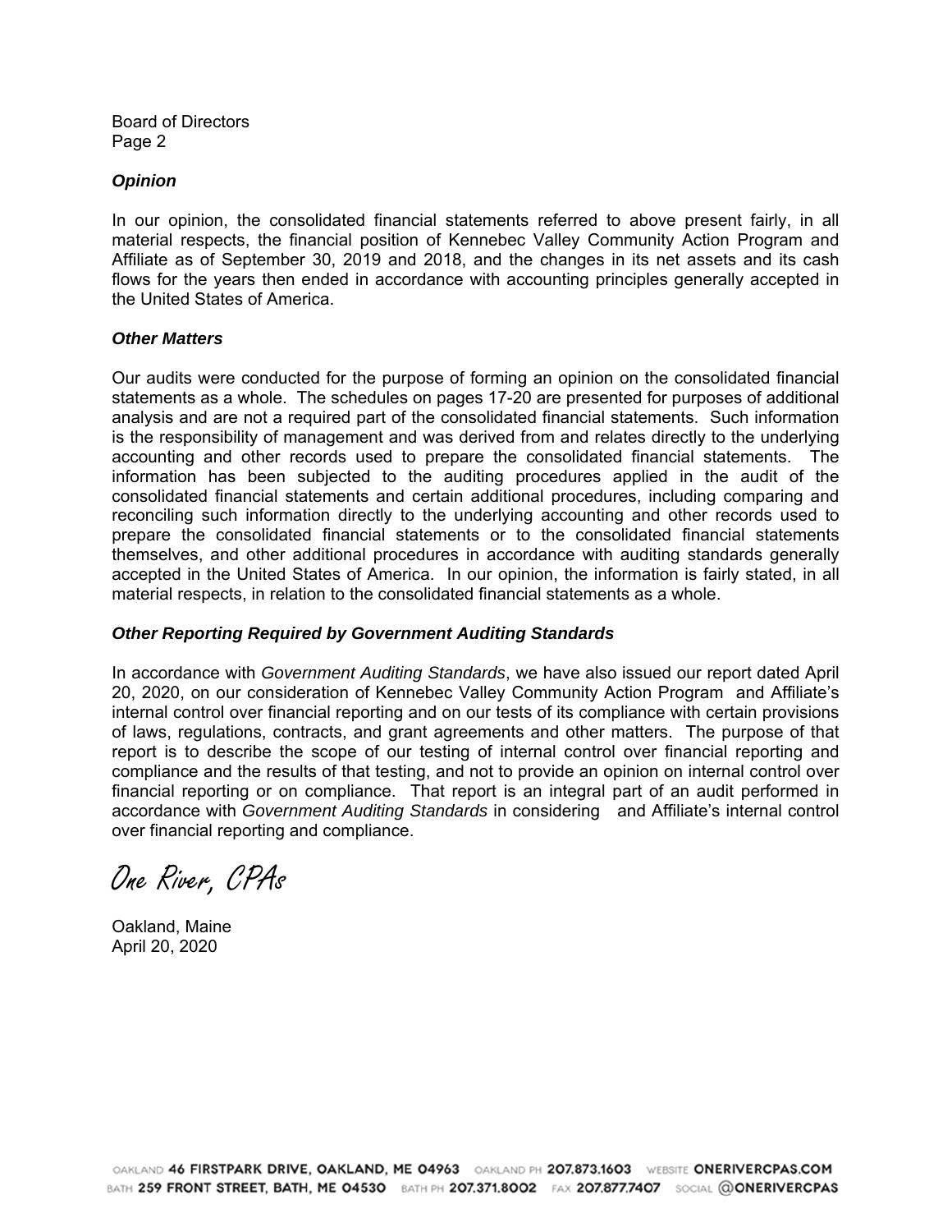Board of Directors
Page 2

### *Opinion*

In our opinion, the consolidated financial statements referred to above present fairly, in all material respects, the financial position of Kennebec Valley Community Action Program and Affiliate as of September 30, 2019 and 2018, and the changes in its net assets and its cash flows for the years then ended in accordance with accounting principles generally accepted in the United States of America.

### *Other Matters*

Our audits were conducted for the purpose of forming an opinion on the consolidated financial statements as a whole. The schedules on pages 17-20 are presented for purposes of additional analysis and are not a required part of the consolidated financial statements. Such information is the responsibility of management and was derived from and relates directly to the underlying accounting and other records used to prepare the consolidated financial statements. The information has been subjected to the auditing procedures applied in the audit of the consolidated financial statements and certain additional procedures, including comparing and reconciling such information directly to the underlying accounting and other records used to prepare the consolidated financial statements or to the consolidated financial statements themselves, and other additional procedures in accordance with auditing standards generally accepted in the United States of America. In our opinion, the information is fairly stated, in all material respects, in relation to the consolidated financial statements as a whole.

### *Other Reporting Required by Government Auditing Standards*

In accordance with *Government Auditing Standards*, we have also issued our report dated April 20, 2020, on our consideration of Kennebec Valley Community Action Program and Affiliate's internal control over financial reporting and on our tests of its compliance with certain provisions of laws, regulations, contracts, and grant agreements and other matters. The purpose of that report is to describe the scope of our testing of internal control over financial reporting and compliance and the results of that testing, and not to provide an opinion on internal control over financial reporting or on compliance. That report is an integral part of an audit performed in accordance with *Government Auditing Standards* in considering and Affiliate's internal control over financial reporting and compliance.

One River, CPAs

Oakland, Maine
April 20, 2020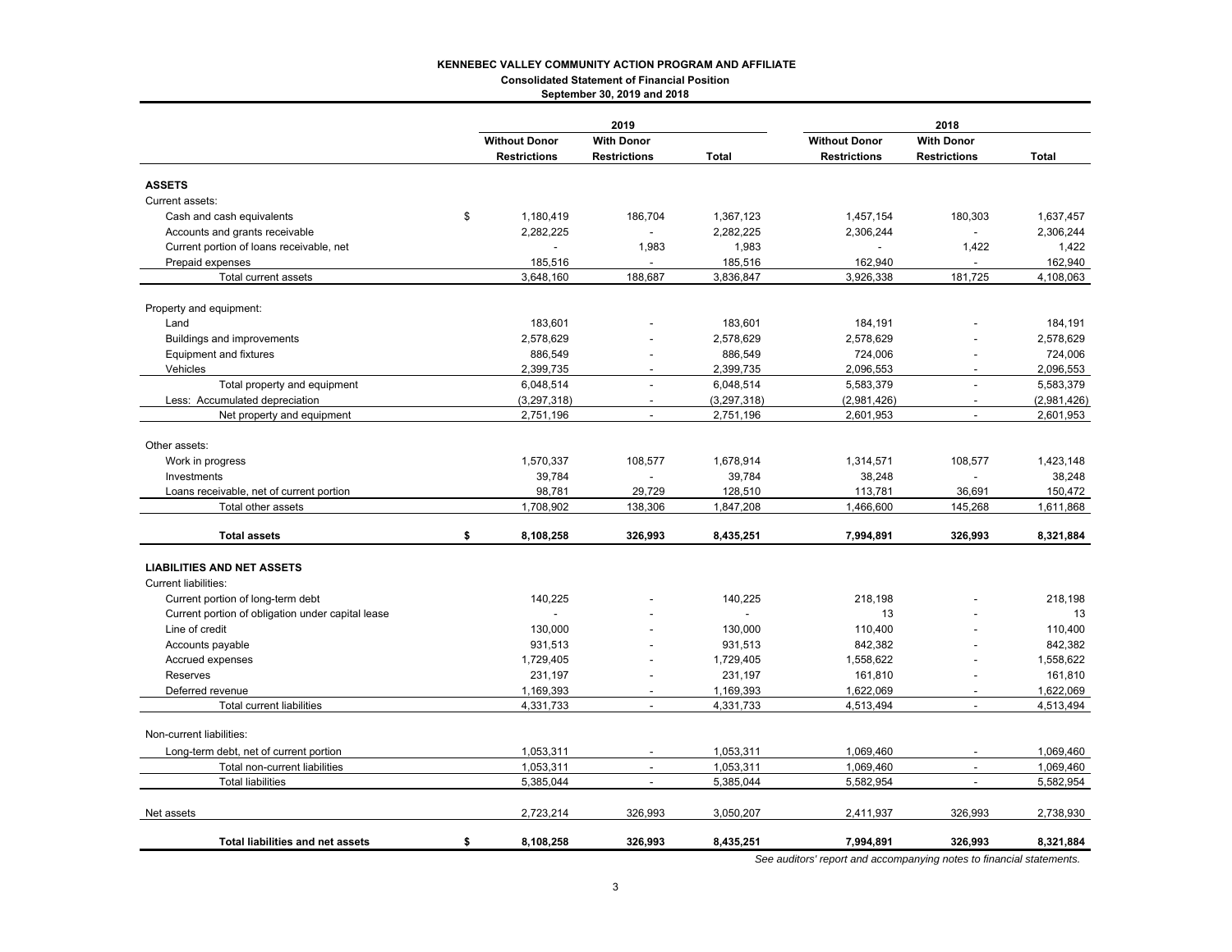**KENNEBEC VALLEY COMMUNITY ACTION PROGRAM AND AFFILIATE**

**Consolidated Statement of Financial Position**

**September 30, 2019 and 2018**

| | 2019 | | | 2018 | | |
|---|---|---|---|---|---|---|
| | **Without Donor Restrictions** | **With Donor Restrictions** | **Total** | **Without Donor Restrictions** | **With Donor Restrictions** | **Total** |
| **ASSETS** | | | | | | |
| Current assets: | | | | | | |
| Cash and cash equivalents | $ 1,180,419 | 186,704 | 1,367,123 | 1,457,154 | 180,303 | 1,637,457 |
| Accounts and grants receivable | 2,282,225 | - | 2,282,225 | 2,306,244 | - | 2,306,244 |
| Current portion of loans receivable, net | - | 1,983 | 1,983 | - | 1,422 | 1,422 |
| Prepaid expenses | 185,516 | - | 185,516 | 162,940 | - | 162,940 |
| Total current assets | 3,648,160 | 188,687 | 3,836,847 | 3,926,338 | 181,725 | 4,108,063 |
| Property and equipment: | | | | | | |
| Land | 183,601 | - | 183,601 | 184,191 | - | 184,191 |
| Buildings and improvements | 2,578,629 | - | 2,578,629 | 2,578,629 | - | 2,578,629 |
| Equipment and fixtures | 886,549 | - | 886,549 | 724,006 | - | 724,006 |
| Vehicles | 2,399,735 | - | 2,399,735 | 2,096,553 | - | 2,096,553 |
| Total property and equipment | 6,048,514 | - | 6,048,514 | 5,583,379 | - | 5,583,379 |
| Less: Accumulated depreciation | (3,297,318) | - | (3,297,318) | (2,981,426) | - | (2,981,426) |
| Net property and equipment | 2,751,196 | - | 2,751,196 | 2,601,953 | - | 2,601,953 |
| Other assets: | | | | | | |
| Work in progress | 1,570,337 | 108,577 | 1,678,914 | 1,314,571 | 108,577 | 1,423,148 |
| Investments | 39,784 | - | 39,784 | 38,248 | - | 38,248 |
| Loans receivable, net of current portion | 98,781 | 29,729 | 128,510 | 113,781 | 36,691 | 150,472 |
| Total other assets | 1,708,902 | 138,306 | 1,847,208 | 1,466,600 | 145,268 | 1,611,868 |
| **Total assets** | **$ 8,108,258** | **326,993** | **8,435,251** | **7,994,891** | **326,993** | **8,321,884** |
| **LIABILITIES AND NET ASSETS** | | | | | | |
| Current liabilities: | | | | | | |
| Current portion of long-term debt | 140,225 | - | 140,225 | 218,198 | - | 218,198 |
| Current portion of obligation under capital lease | - | - | - | 13 | - | 13 |
| Line of credit | 130,000 | - | 130,000 | 110,400 | - | 110,400 |
| Accounts payable | 931,513 | - | 931,513 | 842,382 | - | 842,382 |
| Accrued expenses | 1,729,405 | - | 1,729,405 | 1,558,622 | - | 1,558,622 |
| Reserves | 231,197 | - | 231,197 | 161,810 | - | 161,810 |
| Deferred revenue | 1,169,393 | - | 1,169,393 | 1,622,069 | - | 1,622,069 |
| Total current liabilities | 4,331,733 | - | 4,331,733 | 4,513,494 | - | 4,513,494 |
| Non-current liabilities: | | | | | | |
| Long-term debt, net of current portion | 1,053,311 | - | 1,053,311 | 1,069,460 | - | 1,069,460 |
| Total non-current liabilities | 1,053,311 | - | 1,053,311 | 1,069,460 | - | 1,069,460 |
| Total liabilities | 5,385,044 | - | 5,385,044 | 5,582,954 | - | 5,582,954 |
| Net assets | 2,723,214 | 326,993 | 3,050,207 | 2,411,937 | 326,993 | 2,738,930 |
| **Total liabilities and net assets** | **$ 8,108,258** | **326,993** | **8,435,251** | **7,994,891** | **326,993** | **8,321,884** |

*See auditors' report and accompanying notes to financial statements.*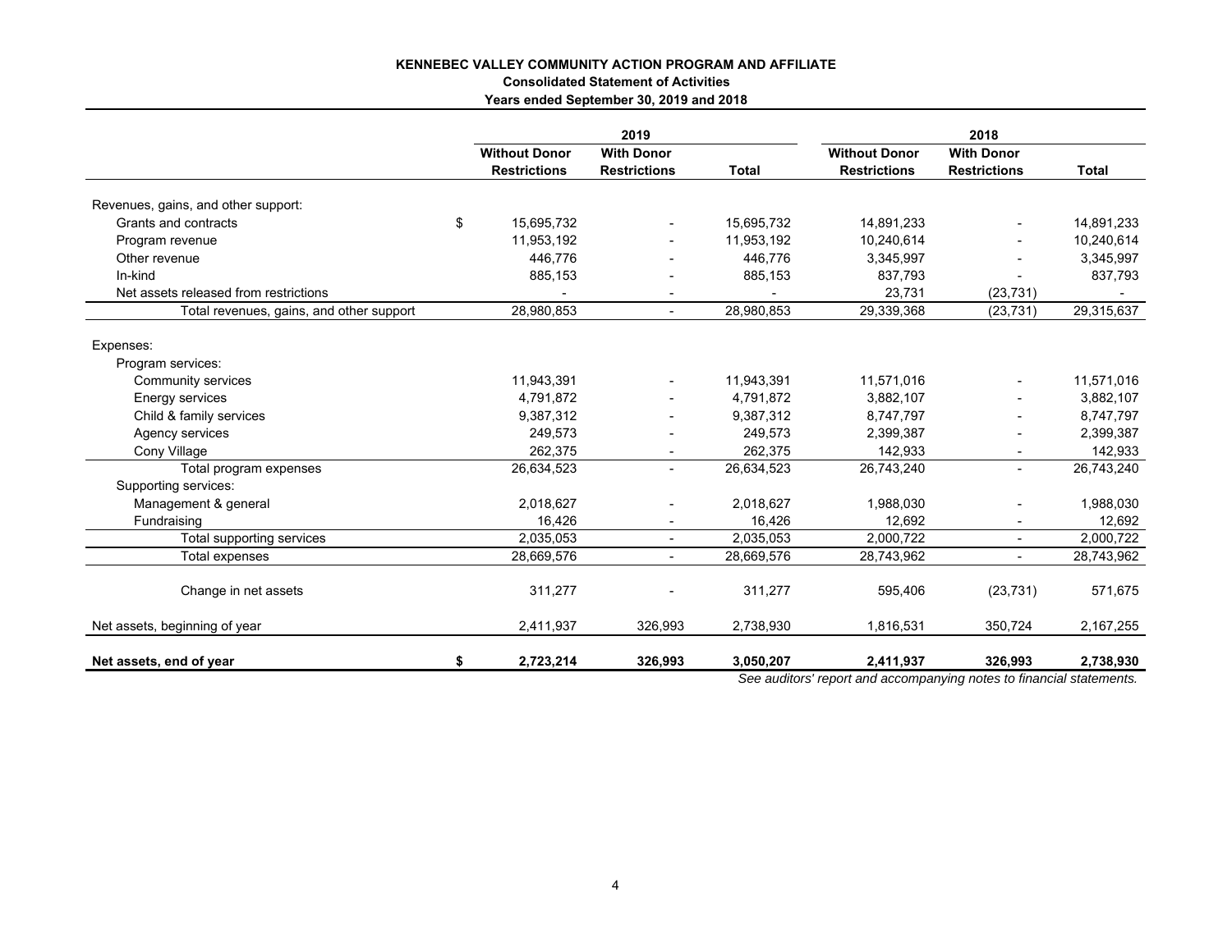**KENNEBEC VALLEY COMMUNITY ACTION PROGRAM AND AFFILIATE**
**Consolidated Statement of Activities**
**Years ended September 30, 2019 and 2018**

| | 2019 | | | 2018 | | |
|---|---|---|---|---|---|---|
| | **Without Donor Restrictions** | **With Donor Restrictions** | **Total** | **Without Donor Restrictions** | **With Donor Restrictions** | **Total** |
| Revenues, gains, and other support: | | | | | | |
| Grants and contracts | $ 15,695,732 | - | 15,695,732 | 14,891,233 | - | 14,891,233 |
| Program revenue | 11,953,192 | - | 11,953,192 | 10,240,614 | - | 10,240,614 |
| Other revenue | 446,776 | - | 446,776 | 3,345,997 | - | 3,345,997 |
| In-kind | 885,153 | - | 885,153 | 837,793 | - | 837,793 |
| Net assets released from restrictions | - | - | - | 23,731 | (23,731) | - |
| Total revenues, gains, and other support | 28,980,853 | - | 28,980,853 | 29,339,368 | (23,731) | 29,315,637 |
| Expenses: | | | | | | |
| Program services: | | | | | | |
| Community services | 11,943,391 | - | 11,943,391 | 11,571,016 | - | 11,571,016 |
| Energy services | 4,791,872 | - | 4,791,872 | 3,882,107 | - | 3,882,107 |
| Child & family services | 9,387,312 | - | 9,387,312 | 8,747,797 | - | 8,747,797 |
| Agency services | 249,573 | - | 249,573 | 2,399,387 | - | 2,399,387 |
| Cony Village | 262,375 | - | 262,375 | 142,933 | - | 142,933 |
| Total program expenses | 26,634,523 | - | 26,634,523 | 26,743,240 | - | 26,743,240 |
| Supporting services: | | | | | | |
| Management & general | 2,018,627 | - | 2,018,627 | 1,988,030 | - | 1,988,030 |
| Fundraising | 16,426 | - | 16,426 | 12,692 | - | 12,692 |
| Total supporting services | 2,035,053 | - | 2,035,053 | 2,000,722 | - | 2,000,722 |
| Total expenses | 28,669,576 | - | 28,669,576 | 28,743,962 | - | 28,743,962 |
| Change in net assets | 311,277 | - | 311,277 | 595,406 | (23,731) | 571,675 |
| Net assets, beginning of year | 2,411,937 | 326,993 | 2,738,930 | 1,816,531 | 350,724 | 2,167,255 |
| **Net assets, end of year** | **$ 2,723,214** | **326,993** | **3,050,207** | **2,411,937** | **326,993** | **2,738,930** |

*See auditors' report and accompanying notes to financial statements.*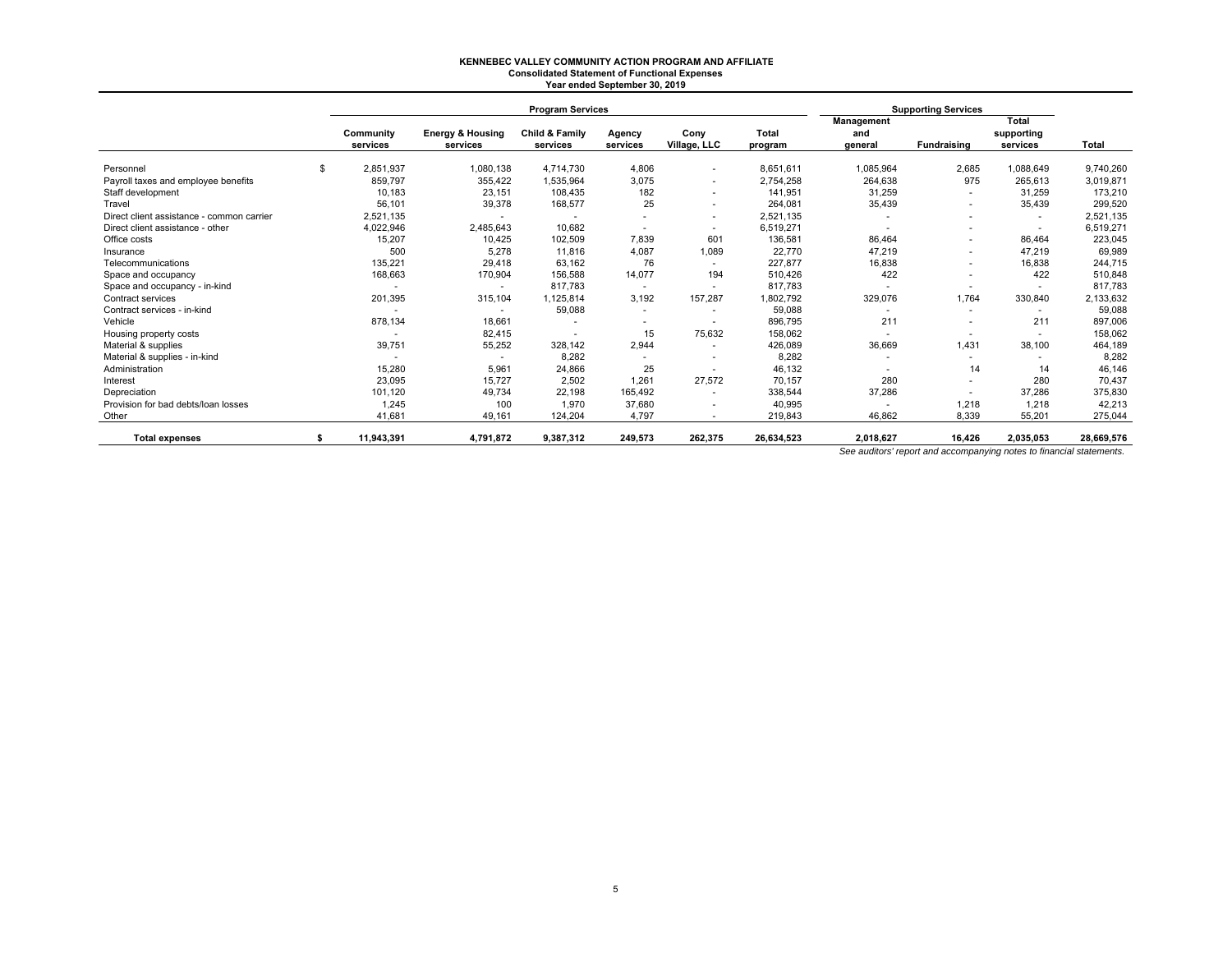**KENNEBEC VALLEY COMMUNITY ACTION PROGRAM AND AFFILIATE**
**Consolidated Statement of Functional Expenses**
**Year ended September 30, 2019**

| | Program Services | | | | | | Supporting Services | | | |
|---|---|---|---|---|---|---|---|---|---|---|
| | Community services | Energy & Housing services | Child & Family services | Agency services | Cony Village, LLC | Total program | Management and general | Fundraising | Total supporting services | Total |
| Personnel | $ 2,851,937 | 1,080,138 | 4,714,730 | 4,806 | - | 8,651,611 | 1,085,964 | 2,685 | 1,088,649 | 9,740,260 |
| Payroll taxes and employee benefits | 859,797 | 355,422 | 1,535,964 | 3,075 | - | 2,754,258 | 264,638 | 975 | 265,613 | 3,019,871 |
| Staff development | 10,183 | 23,151 | 108,435 | 182 | - | 141,951 | 31,259 | - | 31,259 | 173,210 |
| Travel | 56,101 | 39,378 | 168,577 | 25 | - | 264,081 | 35,439 | - | 35,439 | 299,520 |
| Direct client assistance - common carrier | 2,521,135 | - | - | - | - | 2,521,135 | - | - | - | 2,521,135 |
| Direct client assistance - other | 4,022,946 | 2,485,643 | 10,682 | - | - | 6,519,271 | - | - | - | 6,519,271 |
| Office costs | 15,207 | 10,425 | 102,509 | 7,839 | 601 | 136,581 | 86,464 | - | 86,464 | 223,045 |
| Insurance | 500 | 5,278 | 11,816 | 4,087 | 1,089 | 22,770 | 47,219 | - | 47,219 | 69,989 |
| Telecommunications | 135,221 | 29,418 | 63,162 | 76 | - | 227,877 | 16,838 | - | 16,838 | 244,715 |
| Space and occupancy | 168,663 | 170,904 | 156,588 | 14,077 | 194 | 510,426 | 422 | - | 422 | 510,848 |
| Space and occupancy - in-kind | - | - | 817,783 | - | - | 817,783 | - | - | - | 817,783 |
| Contract services | 201,395 | 315,104 | 1,125,814 | 3,192 | 157,287 | 1,802,792 | 329,076 | 1,764 | 330,840 | 2,133,632 |
| Contract services - in-kind | - | - | 59,088 | - | - | 59,088 | - | - | - | 59,088 |
| Vehicle | 878,134 | 18,661 | - | - | - | 896,795 | 211 | - | 211 | 897,006 |
| Housing property costs | - | 82,415 | - | 15 | 75,632 | 158,062 | - | - | - | 158,062 |
| Material & supplies | 39,751 | 55,252 | 328,142 | 2,944 | - | 426,089 | 36,669 | 1,431 | 38,100 | 464,189 |
| Material & supplies - in-kind | - | - | 8,282 | - | - | 8,282 | - | - | - | 8,282 |
| Administration | 15,280 | 5,961 | 24,866 | 25 | - | 46,132 | - | 14 | 14 | 46,146 |
| Interest | 23,095 | 15,727 | 2,502 | 1,261 | 27,572 | 70,157 | 280 | - | 280 | 70,437 |
| Depreciation | 101,120 | 49,734 | 22,198 | 165,492 | - | 338,544 | 37,286 | - | 37,286 | 375,830 |
| Provision for bad debts/loan losses | 1,245 | 100 | 1,970 | 37,680 | - | 40,995 | - | 1,218 | 1,218 | 42,213 |
| Other | 41,681 | 49,161 | 124,204 | 4,797 | - | 219,843 | 46,862 | 8,339 | 55,201 | 275,044 |
| **Total expenses** | **$ 11,943,391** | **4,791,872** | **9,387,312** | **249,573** | **262,375** | **26,634,523** | **2,018,627** | **16,426** | **2,035,053** | **28,669,576** |

*See auditors' report and accompanying notes to financial statements.*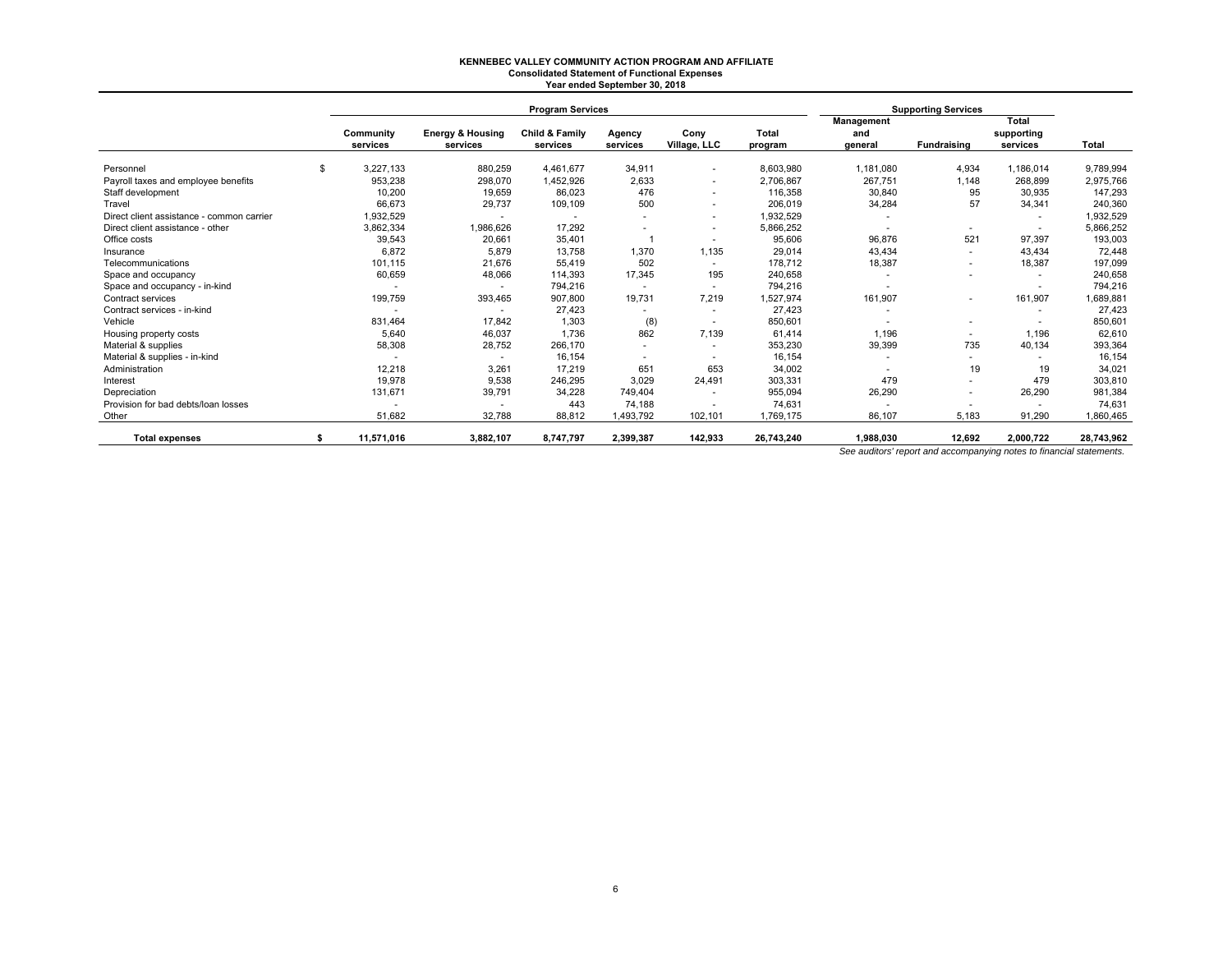**KENNEBEC VALLEY COMMUNITY ACTION PROGRAM AND AFFILIATE**
**Consolidated Statement of Functional Expenses**
**Year ended September 30, 2018**

| | Program Services | | | | | | Supporting Services | | | |
|---|---|---|---|---|---|---|---|---|---|---|
| | Community services | Energy & Housing services | Child & Family services | Agency services | Cony Village, LLC | Total program | Management and general | Fundraising | Total supporting services | Total |
| Personnel | $ 3,227,133 | 880,259 | 4,461,677 | 34,911 | - | 8,603,980 | 1,181,080 | 4,934 | 1,186,014 | 9,789,994 |
| Payroll taxes and employee benefits | 953,238 | 298,070 | 1,452,926 | 2,633 | - | 2,706,867 | 267,751 | 1,148 | 268,899 | 2,975,766 |
| Staff development | 10,200 | 19,659 | 86,023 | 476 | - | 116,358 | 30,840 | 95 | 30,935 | 147,293 |
| Travel | 66,673 | 29,737 | 109,109 | 500 | - | 206,019 | 34,284 | 57 | 34,341 | 240,360 |
| Direct client assistance - common carrier | 1,932,529 | - | - | - | - | 1,932,529 | - | | - | 1,932,529 |
| Direct client assistance - other | 3,862,334 | 1,986,626 | 17,292 | - | - | 5,866,252 | - | - | - | 5,866,252 |
| Office costs | 39,543 | 20,661 | 35,401 | 1 | - | 95,606 | 96,876 | 521 | 97,397 | 193,003 |
| Insurance | 6,872 | 5,879 | 13,758 | 1,370 | 1,135 | 29,014 | 43,434 | - | 43,434 | 72,448 |
| Telecommunications | 101,115 | 21,676 | 55,419 | 502 | - | 178,712 | 18,387 | - | 18,387 | 197,099 |
| Space and occupancy | 60,659 | 48,066 | 114,393 | 17,345 | 195 | 240,658 | - | - | - | 240,658 |
| Space and occupancy - in-kind | - | - | 794,216 | - | - | 794,216 | - | | - | 794,216 |
| Contract services | 199,759 | 393,465 | 907,800 | 19,731 | 7,219 | 1,527,974 | 161,907 | - | 161,907 | 1,689,881 |
| Contract services - in-kind | - | - | 27,423 | - | - | 27,423 | - | | - | 27,423 |
| Vehicle | 831,464 | 17,842 | 1,303 | (8) | - | 850,601 | - | - | - | 850,601 |
| Housing property costs | 5,640 | 46,037 | 1,736 | 862 | 7,139 | 61,414 | 1,196 | - | 1,196 | 62,610 |
| Material & supplies | 58,308 | 28,752 | 266,170 | - | - | 353,230 | 39,399 | 735 | 40,134 | 393,364 |
| Material & supplies - in-kind | - | - | 16,154 | - | - | 16,154 | - | - | - | 16,154 |
| Administration | 12,218 | 3,261 | 17,219 | 651 | 653 | 34,002 | - | 19 | 19 | 34,021 |
| Interest | 19,978 | 9,538 | 246,295 | 3,029 | 24,491 | 303,331 | 479 | - | 479 | 303,810 |
| Depreciation | 131,671 | 39,791 | 34,228 | 749,404 | - | 955,094 | 26,290 | - | 26,290 | 981,384 |
| Provision for bad debts/loan losses | - | - | 443 | 74,188 | - | 74,631 | - | - | - | 74,631 |
| Other | 51,682 | 32,788 | 88,812 | 1,493,792 | 102,101 | 1,769,175 | 86,107 | 5,183 | 91,290 | 1,860,465 |
| **Total expenses** | **$ 11,571,016** | **3,882,107** | **8,747,797** | **2,399,387** | **142,933** | **26,743,240** | **1,988,030** | **12,692** | **2,000,722** | **28,743,962** |

*See auditors' report and accompanying notes to financial statements.*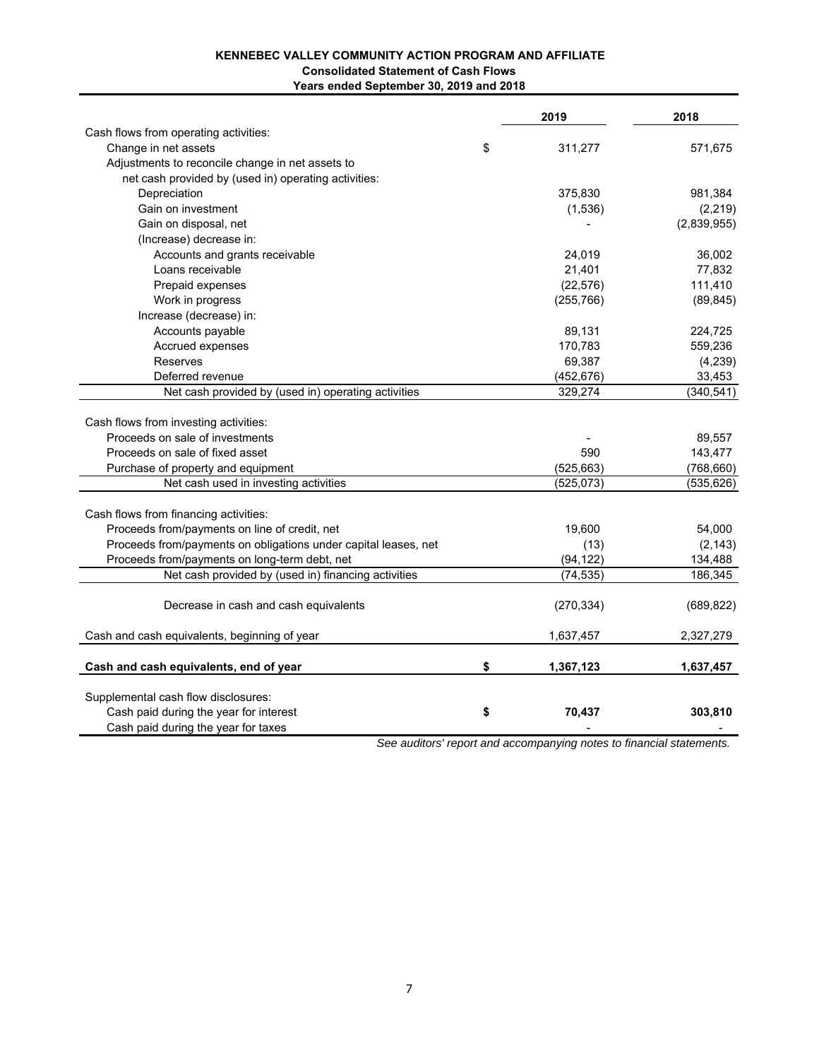**KENNEBEC VALLEY COMMUNITY ACTION PROGRAM AND AFFILIATE**
**Consolidated Statement of Cash Flows**
**Years ended September 30, 2019 and 2018**

| | | 2019 | 2018 |
|---|---|---|---|
| Cash flows from operating activities: | | | |
| Change in net assets | $ | 311,277 | 571,675 |
| Adjustments to reconcile change in net assets to | | | |
| net cash provided by (used in) operating activities: | | | |
| Depreciation | | 375,830 | 981,384 |
| Gain on investment | | (1,536) | (2,219) |
| Gain on disposal, net | | - | (2,839,955) |
| (Increase) decrease in: | | | |
| Accounts and grants receivable | | 24,019 | 36,002 |
| Loans receivable | | 21,401 | 77,832 |
| Prepaid expenses | | (22,576) | 111,410 |
| Work in progress | | (255,766) | (89,845) |
| Increase (decrease) in: | | | |
| Accounts payable | | 89,131 | 224,725 |
| Accrued expenses | | 170,783 | 559,236 |
| Reserves | | 69,387 | (4,239) |
| Deferred revenue | | (452,676) | 33,453 |
| Net cash provided by (used in) operating activities | | 329,274 | (340,541) |
| | | | |
| Cash flows from investing activities: | | | |
| Proceeds on sale of investments | | - | 89,557 |
| Proceeds on sale of fixed asset | | 590 | 143,477 |
| Purchase of property and equipment | | (525,663) | (768,660) |
| Net cash used in investing activities | | (525,073) | (535,626) |
| | | | |
| Cash flows from financing activities: | | | |
| Proceeds from/payments on line of credit, net | | 19,600 | 54,000 |
| Proceeds from/payments on obligations under capital leases, net | | (13) | (2,143) |
| Proceeds from/payments on long-term debt, net | | (94,122) | 134,488 |
| Net cash provided by (used in) financing activities | | (74,535) | 186,345 |
| | | | |
| Decrease in cash and cash equivalents | | (270,334) | (689,822) |
| | | | |
| Cash and cash equivalents, beginning of year | | 1,637,457 | 2,327,279 |
| | | | |
| **Cash and cash equivalents, end of year** | **$** | **1,367,123** | **1,637,457** |
| | | | |
| Supplemental cash flow disclosures: | | | |
| Cash paid during the year for interest | **$** | **70,437** | **303,810** |
| Cash paid during the year for taxes | | - | - |

*See auditors' report and accompanying notes to financial statements.*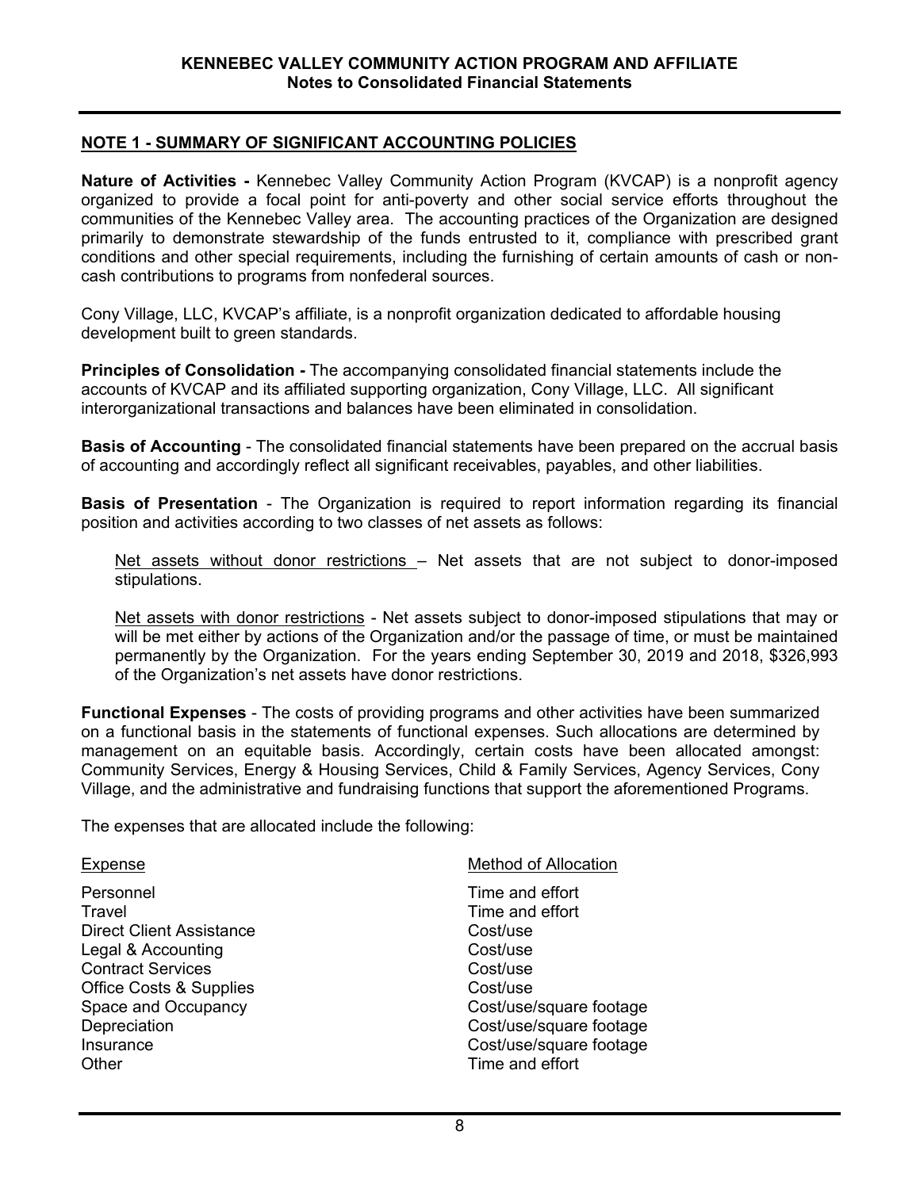## KENNEBEC VALLEY COMMUNITY ACTION PROGRAM AND AFFILIATE
### Notes to Consolidated Financial Statements

### NOTE 1 - SUMMARY OF SIGNIFICANT ACCOUNTING POLICIES

**Nature of Activities -** Kennebec Valley Community Action Program (KVCAP) is a nonprofit agency organized to provide a focal point for anti-poverty and other social service efforts throughout the communities of the Kennebec Valley area. The accounting practices of the Organization are designed primarily to demonstrate stewardship of the funds entrusted to it, compliance with prescribed grant conditions and other special requirements, including the furnishing of certain amounts of cash or non-cash contributions to programs from nonfederal sources.

Cony Village, LLC, KVCAP's affiliate, is a nonprofit organization dedicated to affordable housing development built to green standards.

**Principles of Consolidation -** The accompanying consolidated financial statements include the accounts of KVCAP and its affiliated supporting organization, Cony Village, LLC. All significant interorganizational transactions and balances have been eliminated in consolidation.

**Basis of Accounting** - The consolidated financial statements have been prepared on the accrual basis of accounting and accordingly reflect all significant receivables, payables, and other liabilities.

**Basis of Presentation** - The Organization is required to report information regarding its financial position and activities according to two classes of net assets as follows:

Net assets without donor restrictions – Net assets that are not subject to donor-imposed stipulations.

Net assets with donor restrictions - Net assets subject to donor-imposed stipulations that may or will be met either by actions of the Organization and/or the passage of time, or must be maintained permanently by the Organization. For the years ending September 30, 2019 and 2018, $326,993 of the Organization's net assets have donor restrictions.

**Functional Expenses** - The costs of providing programs and other activities have been summarized on a functional basis in the statements of functional expenses. Such allocations are determined by management on an equitable basis. Accordingly, certain costs have been allocated amongst: Community Services, Energy & Housing Services, Child & Family Services, Agency Services, Cony Village, and the administrative and fundraising functions that support the aforementioned Programs.

The expenses that are allocated include the following:

| Expense | Method of Allocation |
|---|---|
| Personnel | Time and effort |
| Travel | Time and effort |
| Direct Client Assistance | Cost/use |
| Legal & Accounting | Cost/use |
| Contract Services | Cost/use |
| Office Costs & Supplies | Cost/use |
| Space and Occupancy | Cost/use/square footage |
| Depreciation | Cost/use/square footage |
| Insurance | Cost/use/square footage |
| Other | Time and effort |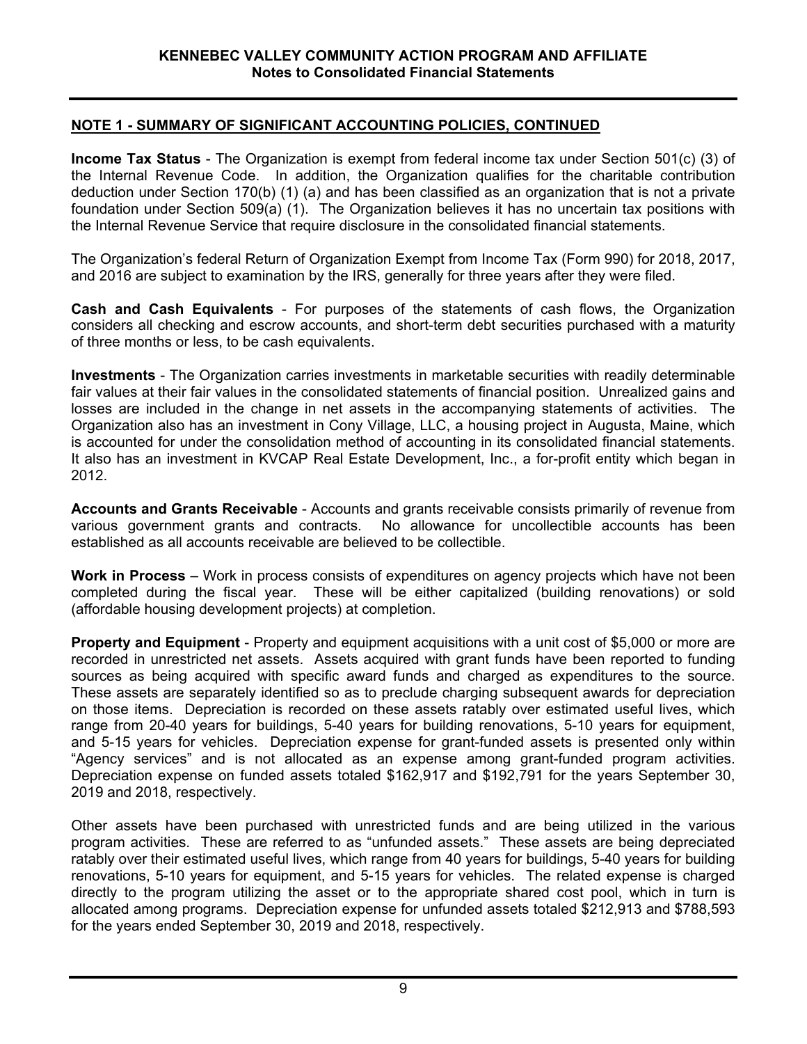## NOTE 1 - SUMMARY OF SIGNIFICANT ACCOUNTING POLICIES, CONTINUED

**Income Tax Status** - The Organization is exempt from federal income tax under Section 501(c) (3) of the Internal Revenue Code. In addition, the Organization qualifies for the charitable contribution deduction under Section 170(b) (1) (a) and has been classified as an organization that is not a private foundation under Section 509(a) (1). The Organization believes it has no uncertain tax positions with the Internal Revenue Service that require disclosure in the consolidated financial statements.

The Organization's federal Return of Organization Exempt from Income Tax (Form 990) for 2018, 2017, and 2016 are subject to examination by the IRS, generally for three years after they were filed.

**Cash and Cash Equivalents** - For purposes of the statements of cash flows, the Organization considers all checking and escrow accounts, and short-term debt securities purchased with a maturity of three months or less, to be cash equivalents.

**Investments** - The Organization carries investments in marketable securities with readily determinable fair values at their fair values in the consolidated statements of financial position. Unrealized gains and losses are included in the change in net assets in the accompanying statements of activities. The Organization also has an investment in Cony Village, LLC, a housing project in Augusta, Maine, which is accounted for under the consolidation method of accounting in its consolidated financial statements. It also has an investment in KVCAP Real Estate Development, Inc., a for-profit entity which began in 2012.

**Accounts and Grants Receivable** - Accounts and grants receivable consists primarily of revenue from various government grants and contracts. No allowance for uncollectible accounts has been established as all accounts receivable are believed to be collectible.

**Work in Process** – Work in process consists of expenditures on agency projects which have not been completed during the fiscal year. These will be either capitalized (building renovations) or sold (affordable housing development projects) at completion.

**Property and Equipment** - Property and equipment acquisitions with a unit cost of $5,000 or more are recorded in unrestricted net assets. Assets acquired with grant funds have been reported to funding sources as being acquired with specific award funds and charged as expenditures to the source. These assets are separately identified so as to preclude charging subsequent awards for depreciation on those items. Depreciation is recorded on these assets ratably over estimated useful lives, which range from 20-40 years for buildings, 5-40 years for building renovations, 5-10 years for equipment, and 5-15 years for vehicles. Depreciation expense for grant-funded assets is presented only within "Agency services" and is not allocated as an expense among grant-funded program activities. Depreciation expense on funded assets totaled $162,917 and $192,791 for the years September 30, 2019 and 2018, respectively.

Other assets have been purchased with unrestricted funds and are being utilized in the various program activities. These are referred to as "unfunded assets." These assets are being depreciated ratably over their estimated useful lives, which range from 40 years for buildings, 5-40 years for building renovations, 5-10 years for equipment, and 5-15 years for vehicles. The related expense is charged directly to the program utilizing the asset or to the appropriate shared cost pool, which in turn is allocated among programs. Depreciation expense for unfunded assets totaled $212,913 and $788,593 for the years ended September 30, 2019 and 2018, respectively.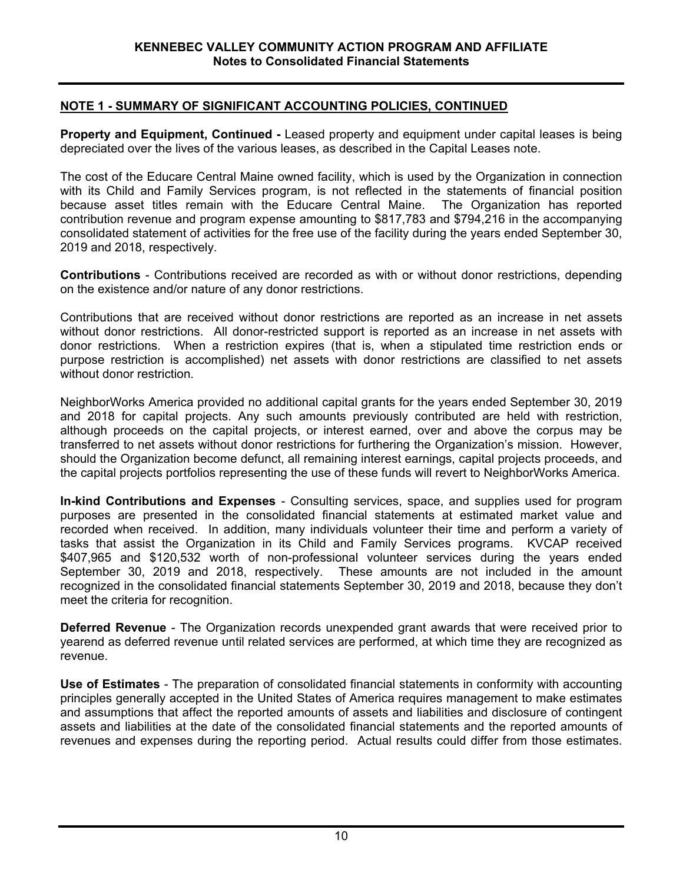## NOTE 1 - SUMMARY OF SIGNIFICANT ACCOUNTING POLICIES, CONTINUED

**Property and Equipment, Continued -** Leased property and equipment under capital leases is being depreciated over the lives of the various leases, as described in the Capital Leases note.

The cost of the Educare Central Maine owned facility, which is used by the Organization in connection with its Child and Family Services program, is not reflected in the statements of financial position because asset titles remain with the Educare Central Maine. The Organization has reported contribution revenue and program expense amounting to $817,783 and $794,216 in the accompanying consolidated statement of activities for the free use of the facility during the years ended September 30, 2019 and 2018, respectively.

**Contributions** - Contributions received are recorded as with or without donor restrictions, depending on the existence and/or nature of any donor restrictions.

Contributions that are received without donor restrictions are reported as an increase in net assets without donor restrictions. All donor-restricted support is reported as an increase in net assets with donor restrictions. When a restriction expires (that is, when a stipulated time restriction ends or purpose restriction is accomplished) net assets with donor restrictions are classified to net assets without donor restriction.

NeighborWorks America provided no additional capital grants for the years ended September 30, 2019 and 2018 for capital projects. Any such amounts previously contributed are held with restriction, although proceeds on the capital projects, or interest earned, over and above the corpus may be transferred to net assets without donor restrictions for furthering the Organization's mission. However, should the Organization become defunct, all remaining interest earnings, capital projects proceeds, and the capital projects portfolios representing the use of these funds will revert to NeighborWorks America.

**In-kind Contributions and Expenses** - Consulting services, space, and supplies used for program purposes are presented in the consolidated financial statements at estimated market value and recorded when received. In addition, many individuals volunteer their time and perform a variety of tasks that assist the Organization in its Child and Family Services programs. KVCAP received $407,965 and $120,532 worth of non-professional volunteer services during the years ended September 30, 2019 and 2018, respectively. These amounts are not included in the amount recognized in the consolidated financial statements September 30, 2019 and 2018, because they don't meet the criteria for recognition.

**Deferred Revenue** - The Organization records unexpended grant awards that were received prior to yearend as deferred revenue until related services are performed, at which time they are recognized as revenue.

**Use of Estimates** - The preparation of consolidated financial statements in conformity with accounting principles generally accepted in the United States of America requires management to make estimates and assumptions that affect the reported amounts of assets and liabilities and disclosure of contingent assets and liabilities at the date of the consolidated financial statements and the reported amounts of revenues and expenses during the reporting period. Actual results could differ from those estimates.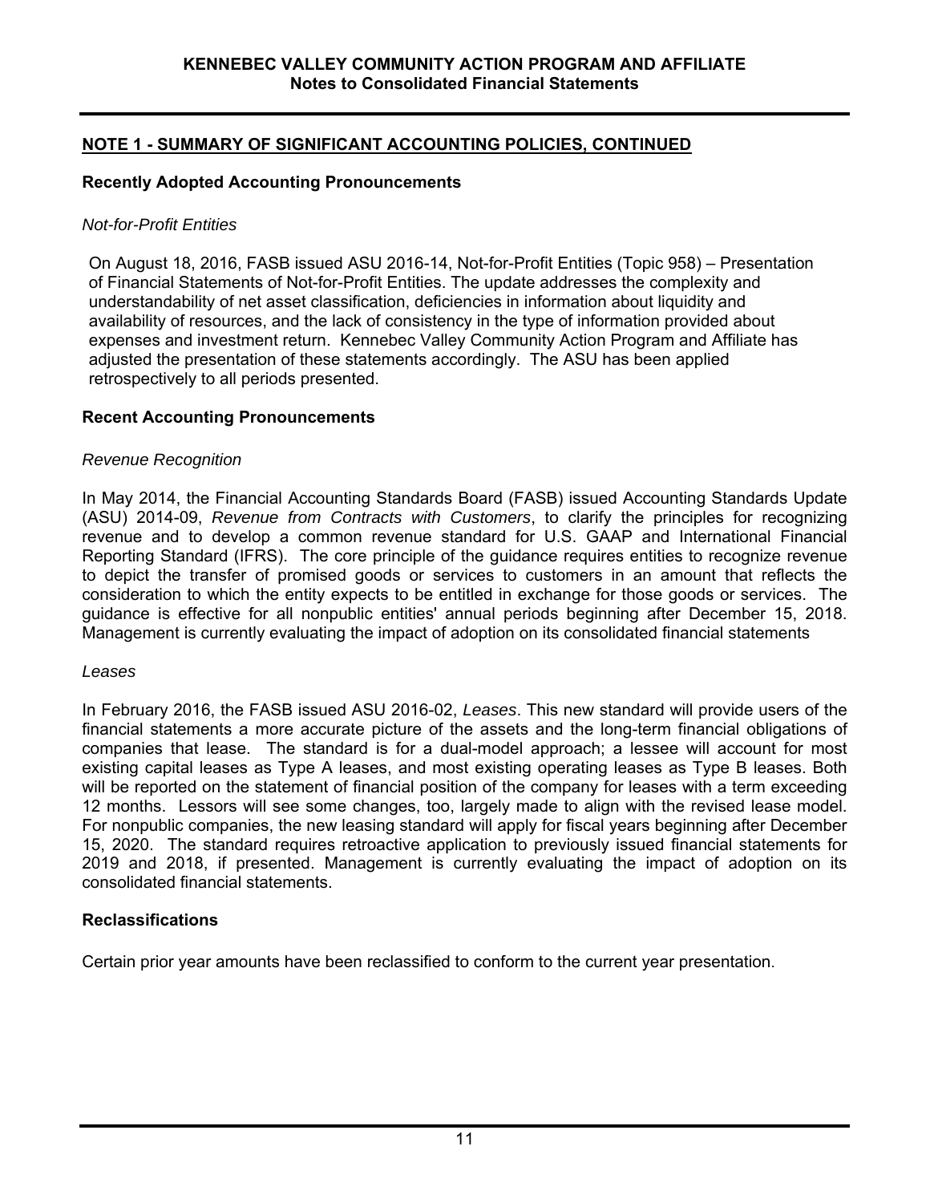## NOTE 1 - SUMMARY OF SIGNIFICANT ACCOUNTING POLICIES, CONTINUED

### Recently Adopted Accounting Pronouncements

*Not-for-Profit Entities*

On August 18, 2016, FASB issued ASU 2016-14, Not-for-Profit Entities (Topic 958) – Presentation of Financial Statements of Not-for-Profit Entities. The update addresses the complexity and understandability of net asset classification, deficiencies in information about liquidity and availability of resources, and the lack of consistency in the type of information provided about expenses and investment return. Kennebec Valley Community Action Program and Affiliate has adjusted the presentation of these statements accordingly. The ASU has been applied retrospectively to all periods presented.

### Recent Accounting Pronouncements

*Revenue Recognition*

In May 2014, the Financial Accounting Standards Board (FASB) issued Accounting Standards Update (ASU) 2014-09, *Revenue from Contracts with Customers*, to clarify the principles for recognizing revenue and to develop a common revenue standard for U.S. GAAP and International Financial Reporting Standard (IFRS). The core principle of the guidance requires entities to recognize revenue to depict the transfer of promised goods or services to customers in an amount that reflects the consideration to which the entity expects to be entitled in exchange for those goods or services. The guidance is effective for all nonpublic entities' annual periods beginning after December 15, 2018. Management is currently evaluating the impact of adoption on its consolidated financial statements

*Leases*

In February 2016, the FASB issued ASU 2016-02, *Leases*. This new standard will provide users of the financial statements a more accurate picture of the assets and the long-term financial obligations of companies that lease. The standard is for a dual-model approach; a lessee will account for most existing capital leases as Type A leases, and most existing operating leases as Type B leases. Both will be reported on the statement of financial position of the company for leases with a term exceeding 12 months. Lessors will see some changes, too, largely made to align with the revised lease model. For nonpublic companies, the new leasing standard will apply for fiscal years beginning after December 15, 2020. The standard requires retroactive application to previously issued financial statements for 2019 and 2018, if presented. Management is currently evaluating the impact of adoption on its consolidated financial statements.

### Reclassifications

Certain prior year amounts have been reclassified to conform to the current year presentation.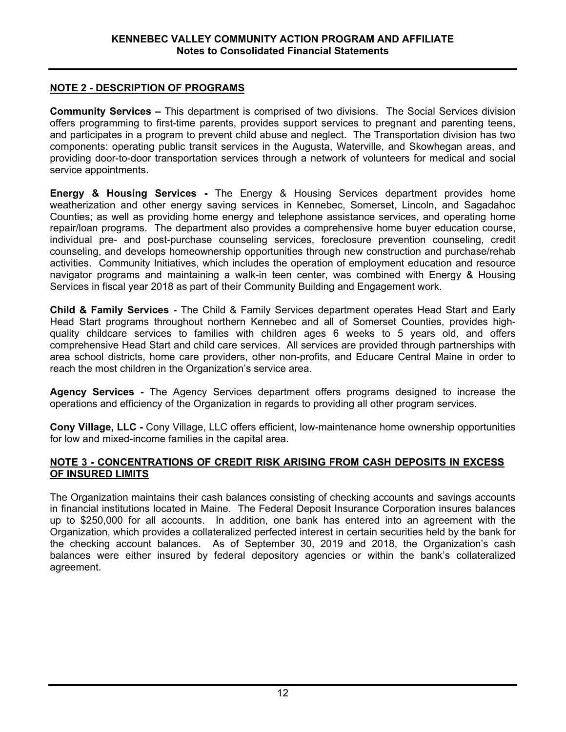## NOTE 2 - DESCRIPTION OF PROGRAMS

**Community Services –** This department is comprised of two divisions. The Social Services division offers programming to first-time parents, provides support services to pregnant and parenting teens, and participates in a program to prevent child abuse and neglect. The Transportation division has two components: operating public transit services in the Augusta, Waterville, and Skowhegan areas, and providing door-to-door transportation services through a network of volunteers for medical and social service appointments.

**Energy & Housing Services -** The Energy & Housing Services department provides home weatherization and other energy saving services in Kennebec, Somerset, Lincoln, and Sagadahoc Counties; as well as providing home energy and telephone assistance services, and operating home repair/loan programs. The department also provides a comprehensive home buyer education course, individual pre- and post-purchase counseling services, foreclosure prevention counseling, credit counseling, and develops homeownership opportunities through new construction and purchase/rehab activities. Community Initiatives, which includes the operation of employment education and resource navigator programs and maintaining a walk-in teen center, was combined with Energy & Housing Services in fiscal year 2018 as part of their Community Building and Engagement work.

**Child & Family Services -** The Child & Family Services department operates Head Start and Early Head Start programs throughout northern Kennebec and all of Somerset Counties, provides high-quality childcare services to families with children ages 6 weeks to 5 years old, and offers comprehensive Head Start and child care services. All services are provided through partnerships with area school districts, home care providers, other non-profits, and Educare Central Maine in order to reach the most children in the Organization's service area.

**Agency Services -** The Agency Services department offers programs designed to increase the operations and efficiency of the Organization in regards to providing all other program services.

**Cony Village, LLC -** Cony Village, LLC offers efficient, low-maintenance home ownership opportunities for low and mixed-income families in the capital area.

## NOTE 3 - CONCENTRATIONS OF CREDIT RISK ARISING FROM CASH DEPOSITS IN EXCESS OF INSURED LIMITS

The Organization maintains their cash balances consisting of checking accounts and savings accounts in financial institutions located in Maine. The Federal Deposit Insurance Corporation insures balances up to $250,000 for all accounts. In addition, one bank has entered into an agreement with the Organization, which provides a collateralized perfected interest in certain securities held by the bank for the checking account balances. As of September 30, 2019 and 2018, the Organization's cash balances were either insured by federal depository agencies or within the bank's collateralized agreement.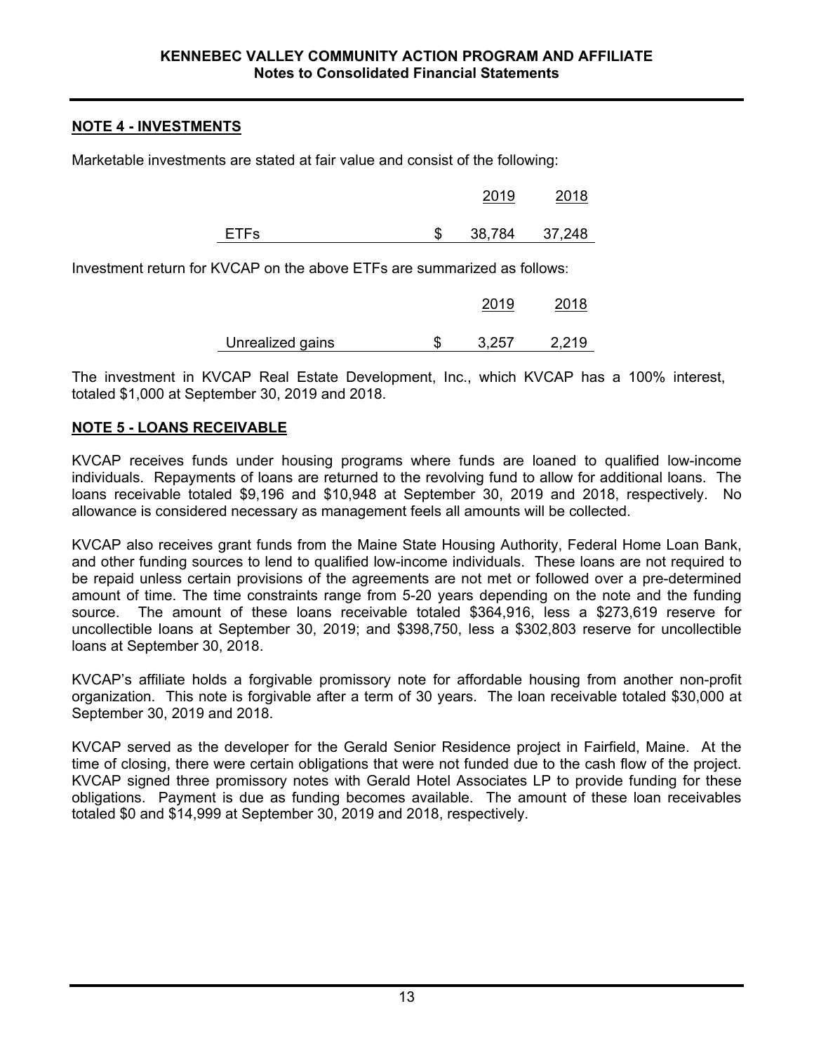## NOTE 4 - INVESTMENTS

Marketable investments are stated at fair value and consist of the following:

| | | 2019 | 2018 |
|---|---|---|---|
| ETFs | $ | 38,784 | 37,248 |

Investment return for KVCAP on the above ETFs are summarized as follows:

| | | 2019 | 2018 |
|---|---|---|---|
| Unrealized gains | $ | 3,257 | 2,219 |

The investment in KVCAP Real Estate Development, Inc., which KVCAP has a 100% interest, totaled $1,000 at September 30, 2019 and 2018.

## NOTE 5 - LOANS RECEIVABLE

KVCAP receives funds under housing programs where funds are loaned to qualified low-income individuals. Repayments of loans are returned to the revolving fund to allow for additional loans. The loans receivable totaled $9,196 and $10,948 at September 30, 2019 and 2018, respectively. No allowance is considered necessary as management feels all amounts will be collected.

KVCAP also receives grant funds from the Maine State Housing Authority, Federal Home Loan Bank, and other funding sources to lend to qualified low-income individuals. These loans are not required to be repaid unless certain provisions of the agreements are not met or followed over a pre-determined amount of time. The time constraints range from 5-20 years depending on the note and the funding source. The amount of these loans receivable totaled $364,916, less a $273,619 reserve for uncollectible loans at September 30, 2019; and $398,750, less a $302,803 reserve for uncollectible loans at September 30, 2018.

KVCAP's affiliate holds a forgivable promissory note for affordable housing from another non-profit organization. This note is forgivable after a term of 30 years. The loan receivable totaled $30,000 at September 30, 2019 and 2018.

KVCAP served as the developer for the Gerald Senior Residence project in Fairfield, Maine. At the time of closing, there were certain obligations that were not funded due to the cash flow of the project. KVCAP signed three promissory notes with Gerald Hotel Associates LP to provide funding for these obligations. Payment is due as funding becomes available. The amount of these loan receivables totaled $0 and $14,999 at September 30, 2019 and 2018, respectively.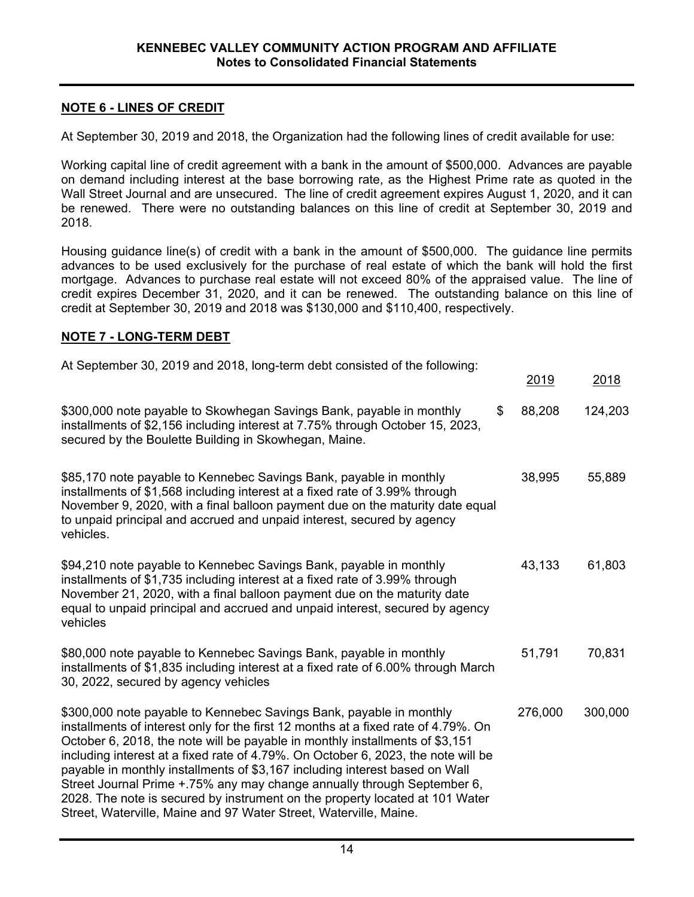## NOTE 6 - LINES OF CREDIT

At September 30, 2019 and 2018, the Organization had the following lines of credit available for use:

Working capital line of credit agreement with a bank in the amount of $500,000. Advances are payable on demand including interest at the base borrowing rate, as the Highest Prime rate as quoted in the Wall Street Journal and are unsecured. The line of credit agreement expires August 1, 2020, and it can be renewed. There were no outstanding balances on this line of credit at September 30, 2019 and 2018.

Housing guidance line(s) of credit with a bank in the amount of $500,000. The guidance line permits advances to be used exclusively for the purchase of real estate of which the bank will hold the first mortgage. Advances to purchase real estate will not exceed 80% of the appraised value. The line of credit expires December 31, 2020, and it can be renewed. The outstanding balance on this line of credit at September 30, 2019 and 2018 was $130,000 and $110,400, respectively.

## NOTE 7 - LONG-TERM DEBT

At September 30, 2019 and 2018, long-term debt consisted of the following:

| | 2019 | 2018 |
|---|---|---|
| $300,000 note payable to Skowhegan Savings Bank, payable in monthly installments of $2,156 including interest at 7.75% through October 15, 2023, secured by the Boulette Building in Skowhegan, Maine. | $ 88,208 | 124,203 |
| $85,170 note payable to Kennebec Savings Bank, payable in monthly installments of $1,568 including interest at a fixed rate of 3.99% through November 9, 2020, with a final balloon payment due on the maturity date equal to unpaid principal and accrued and unpaid interest, secured by agency vehicles. | 38,995 | 55,889 |
| $94,210 note payable to Kennebec Savings Bank, payable in monthly installments of $1,735 including interest at a fixed rate of 3.99% through November 21, 2020, with a final balloon payment due on the maturity date equal to unpaid principal and accrued and unpaid interest, secured by agency vehicles | 43,133 | 61,803 |
| $80,000 note payable to Kennebec Savings Bank, payable in monthly installments of $1,835 including interest at a fixed rate of 6.00% through March 30, 2022, secured by agency vehicles | 51,791 | 70,831 |
| $300,000 note payable to Kennebec Savings Bank, payable in monthly installments of interest only for the first 12 months at a fixed rate of 4.79%. On October 6, 2018, the note will be payable in monthly installments of $3,151 including interest at a fixed rate of 4.79%. On October 6, 2023, the note will be payable in monthly installments of $3,167 including interest based on Wall Street Journal Prime +.75% any may change annually through September 6, 2028. The note is secured by instrument on the property located at 101 Water Street, Waterville, Maine and 97 Water Street, Waterville, Maine. | 276,000 | 300,000 |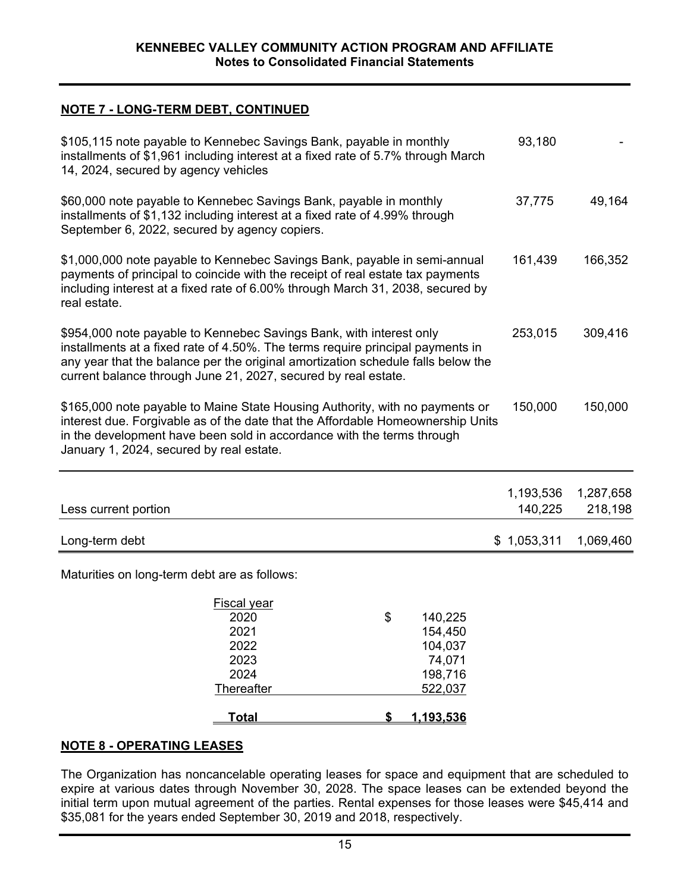## NOTE 7 - LONG-TERM DEBT, CONTINUED

| | | |
|---|---|---|
| $105,115 note payable to Kennebec Savings Bank, payable in monthly installments of $1,961 including interest at a fixed rate of 5.7% through March 14, 2024, secured by agency vehicles | 93,180 | - |
| $60,000 note payable to Kennebec Savings Bank, payable in monthly installments of $1,132 including interest at a fixed rate of 4.99% through September 6, 2022, secured by agency copiers. | 37,775 | 49,164 |
| $1,000,000 note payable to Kennebec Savings Bank, payable in semi-annual payments of principal to coincide with the receipt of real estate tax payments including interest at a fixed rate of 6.00% through March 31, 2038, secured by real estate. | 161,439 | 166,352 |
| $954,000 note payable to Kennebec Savings Bank, with interest only installments at a fixed rate of 4.50%. The terms require principal payments in any year that the balance per the original amortization schedule falls below the current balance through June 21, 2027, secured by real estate. | 253,015 | 309,416 |
| $165,000 note payable to Maine State Housing Authority, with no payments or interest due. Forgivable as of the date that the Affordable Homeownership Units in the development have been sold in accordance with the terms through January 1, 2024, secured by real estate. | 150,000 | 150,000 |
| | 1,193,536 | 1,287,658 |
| Less current portion | 140,225 | 218,198 |
| Long-term debt | $ 1,053,311 | 1,069,460 |

Maturities on long-term debt are as follows:

| Fiscal year | |
|---|---|
| 2020 | $ 140,225 |
| 2021 | 154,450 |
| 2022 | 104,037 |
| 2023 | 74,071 |
| 2024 | 198,716 |
| Thereafter | 522,037 |
| **Total** | **$ 1,193,536** |

## NOTE 8 - OPERATING LEASES

The Organization has noncancelable operating leases for space and equipment that are scheduled to expire at various dates through November 30, 2028. The space leases can be extended beyond the initial term upon mutual agreement of the parties. Rental expenses for those leases were $45,414 and $35,081 for the years ended September 30, 2019 and 2018, respectively.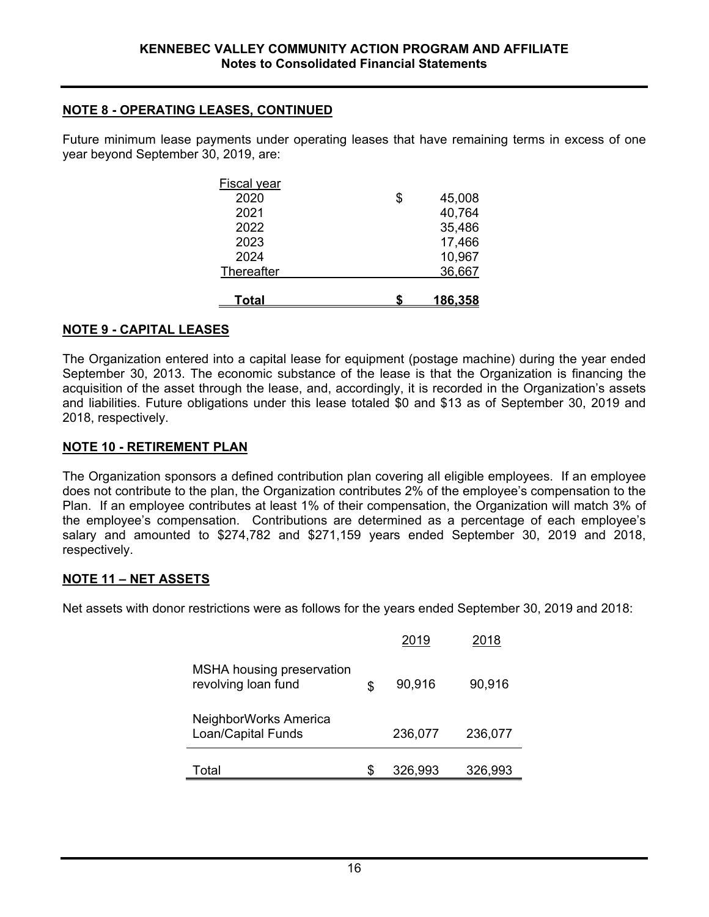## NOTE 8 - OPERATING LEASES, CONTINUED

Future minimum lease payments under operating leases that have remaining terms in excess of one year beyond September 30, 2019, are:

| Fiscal year | |
|---|---|
| 2020 | $ 45,008 |
| 2021 | 40,764 |
| 2022 | 35,486 |
| 2023 | 17,466 |
| 2024 | 10,967 |
| Thereafter | 36,667 |
| **Total** | **$ 186,358** |

## NOTE 9 - CAPITAL LEASES

The Organization entered into a capital lease for equipment (postage machine) during the year ended September 30, 2013. The economic substance of the lease is that the Organization is financing the acquisition of the asset through the lease, and, accordingly, it is recorded in the Organization's assets and liabilities. Future obligations under this lease totaled $0 and $13 as of September 30, 2019 and 2018, respectively.

## NOTE 10 - RETIREMENT PLAN

The Organization sponsors a defined contribution plan covering all eligible employees. If an employee does not contribute to the plan, the Organization contributes 2% of the employee's compensation to the Plan. If an employee contributes at least 1% of their compensation, the Organization will match 3% of the employee's compensation. Contributions are determined as a percentage of each employee's salary and amounted to $274,782 and $271,159 years ended September 30, 2019 and 2018, respectively.

## NOTE 11 – NET ASSETS

Net assets with donor restrictions were as follows for the years ended September 30, 2019 and 2018:

| | 2019 | 2018 |
|---|---|---|
| MSHA housing preservation revolving loan fund | $ 90,916 | 90,916 |
| NeighborWorks America Loan/Capital Funds | 236,077 | 236,077 |
| Total | $ 326,993 | 326,993 |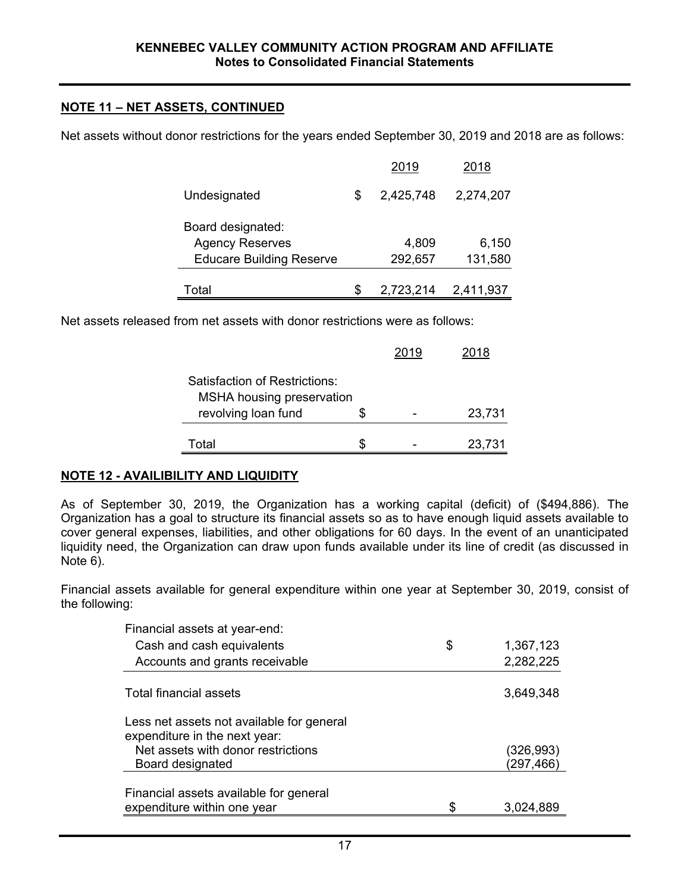## NOTE 11 – NET ASSETS, CONTINUED

Net assets without donor restrictions for the years ended September 30, 2019 and 2018 are as follows:

| | | 2019 | 2018 |
|---|---|---|---|
| Undesignated | $ | 2,425,748 | 2,274,207 |
| Board designated: | | | |
| Agency Reserves | | 4,809 | 6,150 |
| Educare Building Reserve | | 292,657 | 131,580 |
| Total | $ | 2,723,214 | 2,411,937 |

Net assets released from net assets with donor restrictions were as follows:

| | | 2019 | 2018 |
|---|---|---|---|
| Satisfaction of Restrictions: | | | |
| MSHA housing preservation revolving loan fund | $ | - | 23,731 |
| Total | $ | - | 23,731 |

## NOTE 12 - AVAILIBILITY AND LIQUIDITY

As of September 30, 2019, the Organization has a working capital (deficit) of ($494,886). The Organization has a goal to structure its financial assets so as to have enough liquid assets available to cover general expenses, liabilities, and other obligations for 60 days. In the event of an unanticipated liquidity need, the Organization can draw upon funds available under its line of credit (as discussed in Note 6).

Financial assets available for general expenditure within one year at September 30, 2019, consist of the following:

| | | |
|---|---|---|
| Financial assets at year-end: | | |
| Cash and cash equivalents | $ | 1,367,123 |
| Accounts and grants receivable | | 2,282,225 |
| Total financial assets | | 3,649,348 |
| Less net assets not available for general expenditure in the next year: | | |
| Net assets with donor restrictions | | (326,993) |
| Board designated | | (297,466) |
| Financial assets available for general expenditure within one year | $ | 3,024,889 |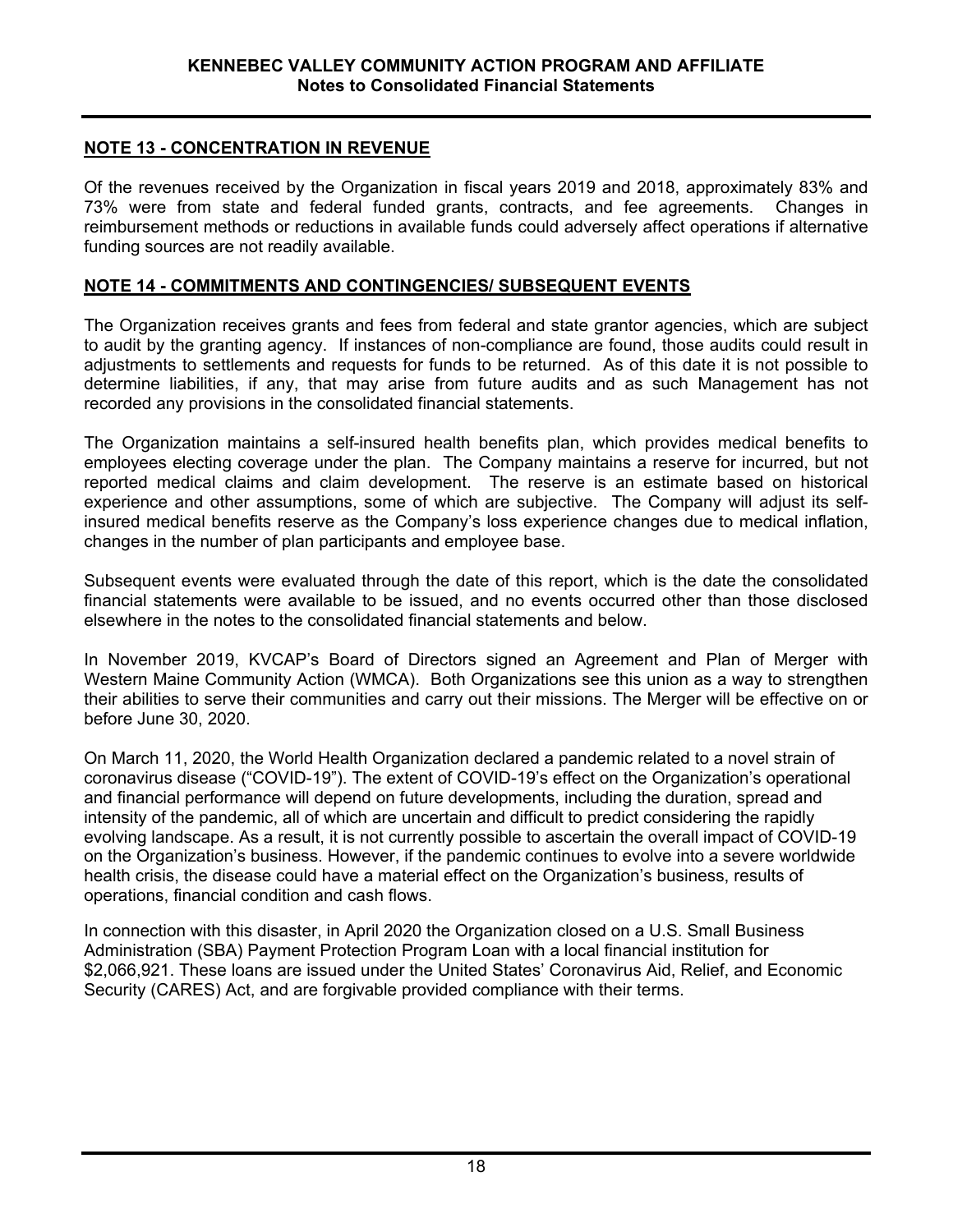## NOTE 13 - CONCENTRATION IN REVENUE

Of the revenues received by the Organization in fiscal years 2019 and 2018, approximately 83% and 73% were from state and federal funded grants, contracts, and fee agreements. Changes in reimbursement methods or reductions in available funds could adversely affect operations if alternative funding sources are not readily available.

## NOTE 14 - COMMITMENTS AND CONTINGENCIES/ SUBSEQUENT EVENTS

The Organization receives grants and fees from federal and state grantor agencies, which are subject to audit by the granting agency. If instances of non-compliance are found, those audits could result in adjustments to settlements and requests for funds to be returned. As of this date it is not possible to determine liabilities, if any, that may arise from future audits and as such Management has not recorded any provisions in the consolidated financial statements.

The Organization maintains a self-insured health benefits plan, which provides medical benefits to employees electing coverage under the plan. The Company maintains a reserve for incurred, but not reported medical claims and claim development. The reserve is an estimate based on historical experience and other assumptions, some of which are subjective. The Company will adjust its self-insured medical benefits reserve as the Company's loss experience changes due to medical inflation, changes in the number of plan participants and employee base.

Subsequent events were evaluated through the date of this report, which is the date the consolidated financial statements were available to be issued, and no events occurred other than those disclosed elsewhere in the notes to the consolidated financial statements and below.

In November 2019, KVCAP's Board of Directors signed an Agreement and Plan of Merger with Western Maine Community Action (WMCA). Both Organizations see this union as a way to strengthen their abilities to serve their communities and carry out their missions. The Merger will be effective on or before June 30, 2020.

On March 11, 2020, the World Health Organization declared a pandemic related to a novel strain of coronavirus disease ("COVID-19"). The extent of COVID-19's effect on the Organization's operational and financial performance will depend on future developments, including the duration, spread and intensity of the pandemic, all of which are uncertain and difficult to predict considering the rapidly evolving landscape. As a result, it is not currently possible to ascertain the overall impact of COVID-19 on the Organization's business. However, if the pandemic continues to evolve into a severe worldwide health crisis, the disease could have a material effect on the Organization's business, results of operations, financial condition and cash flows.

In connection with this disaster, in April 2020 the Organization closed on a U.S. Small Business Administration (SBA) Payment Protection Program Loan with a local financial institution for $2,066,921. These loans are issued under the United States' Coronavirus Aid, Relief, and Economic Security (CARES) Act, and are forgivable provided compliance with their terms.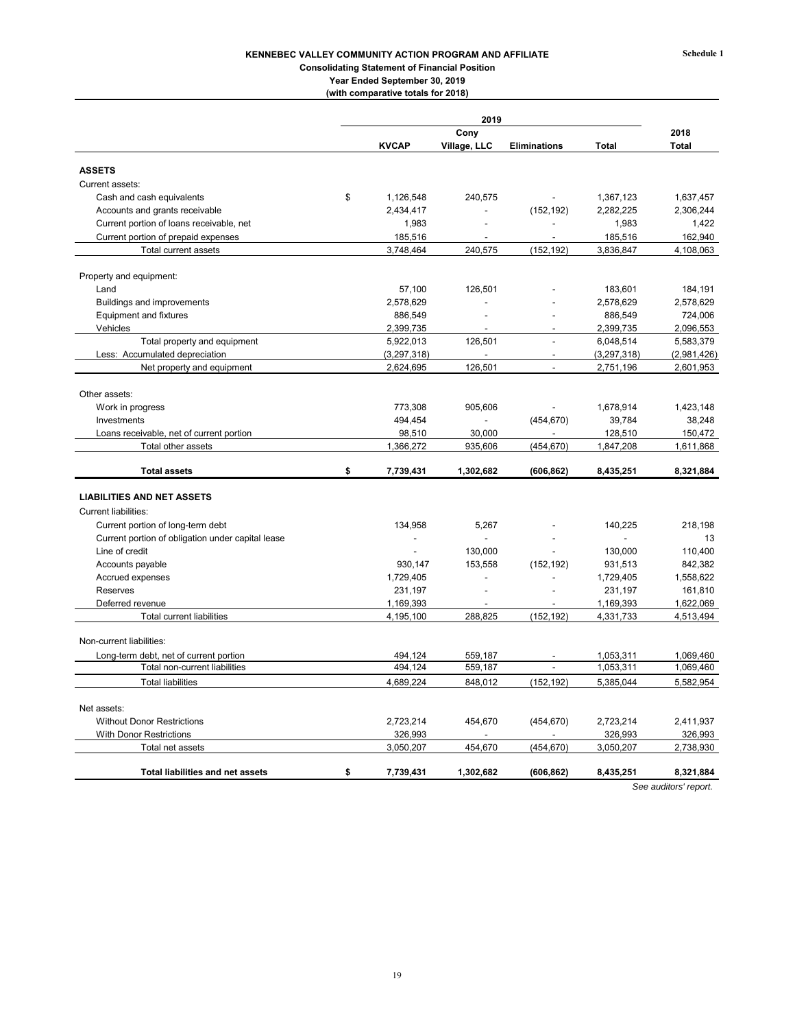Schedule 1

**KENNEBEC VALLEY COMMUNITY ACTION PROGRAM AND AFFILIATE**
**Consolidating Statement of Financial Position**
**Year Ended September 30, 2019**
**(with comparative totals for 2018)**

| | 2019 | | | | 2018 |
|---|---|---|---|---|---|
| | KVCAP | Cony Village, LLC | Eliminations | Total | Total |
| **ASSETS** | | | | | |
| Current assets: | | | | | |
| Cash and cash equivalents | $ 1,126,548 | 240,575 | - | 1,367,123 | 1,637,457 |
| Accounts and grants receivable | 2,434,417 | - | (152,192) | 2,282,225 | 2,306,244 |
| Current portion of loans receivable, net | 1,983 | - | - | 1,983 | 1,422 |
| Current portion of prepaid expenses | 185,516 | - | - | 185,516 | 162,940 |
| Total current assets | 3,748,464 | 240,575 | (152,192) | 3,836,847 | 4,108,063 |
| Property and equipment: | | | | | |
| Land | 57,100 | 126,501 | - | 183,601 | 184,191 |
| Buildings and improvements | 2,578,629 | - | - | 2,578,629 | 2,578,629 |
| Equipment and fixtures | 886,549 | - | - | 886,549 | 724,006 |
| Vehicles | 2,399,735 | - | - | 2,399,735 | 2,096,553 |
| Total property and equipment | 5,922,013 | 126,501 | - | 6,048,514 | 5,583,379 |
| Less: Accumulated depreciation | (3,297,318) | - | - | (3,297,318) | (2,981,426) |
| Net property and equipment | 2,624,695 | 126,501 | - | 2,751,196 | 2,601,953 |
| Other assets: | | | | | |
| Work in progress | 773,308 | 905,606 | - | 1,678,914 | 1,423,148 |
| Investments | 494,454 | - | (454,670) | 39,784 | 38,248 |
| Loans receivable, net of current portion | 98,510 | 30,000 | - | 128,510 | 150,472 |
| Total other assets | 1,366,272 | 935,606 | (454,670) | 1,847,208 | 1,611,868 |
| **Total assets** | **$ 7,739,431** | **1,302,682** | **(606,862)** | **8,435,251** | **8,321,884** |
| **LIABILITIES AND NET ASSETS** | | | | | |
| Current liabilities: | | | | | |
| Current portion of long-term debt | 134,958 | 5,267 | - | 140,225 | 218,198 |
| Current portion of obligation under capital lease | - | - | - | - | 13 |
| Line of credit | - | 130,000 | - | 130,000 | 110,400 |
| Accounts payable | 930,147 | 153,558 | (152,192) | 931,513 | 842,382 |
| Accrued expenses | 1,729,405 | - | - | 1,729,405 | 1,558,622 |
| Reserves | 231,197 | - | - | 231,197 | 161,810 |
| Deferred revenue | 1,169,393 | - | - | 1,169,393 | 1,622,069 |
| Total current liabilities | 4,195,100 | 288,825 | (152,192) | 4,331,733 | 4,513,494 |
| Non-current liabilities: | | | | | |
| Long-term debt, net of current portion | 494,124 | 559,187 | - | 1,053,311 | 1,069,460 |
| Total non-current liabilities | 494,124 | 559,187 | - | 1,053,311 | 1,069,460 |
| Total liabilities | 4,689,224 | 848,012 | (152,192) | 5,385,044 | 5,582,954 |
| Net assets: | | | | | |
| Without Donor Restrictions | 2,723,214 | 454,670 | (454,670) | 2,723,214 | 2,411,937 |
| With Donor Restrictions | 326,993 | - | - | 326,993 | 326,993 |
| Total net assets | 3,050,207 | 454,670 | (454,670) | 3,050,207 | 2,738,930 |
| **Total liabilities and net assets** | **$ 7,739,431** | **1,302,682** | **(606,862)** | **8,435,251** | **8,321,884** |

*See auditors' report.*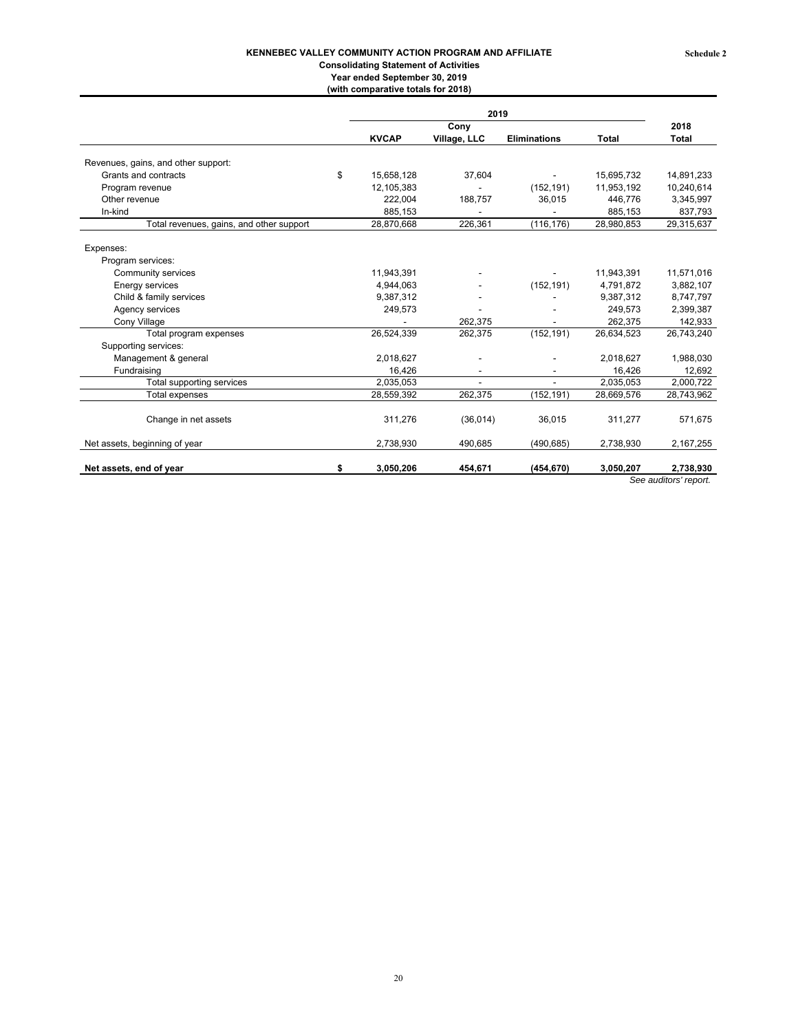**Schedule 2**

# KENNEBEC VALLEY COMMUNITY ACTION PROGRAM AND AFFILIATE

## Consolidating Statement of Activities

**Year ended September 30, 2019**

**(with comparative totals for 2018)**

| | 2019 | | | | 2018 |
|---|---|---|---|---|---|
| | **KVCAP** | **Cony Village, LLC** | **Eliminations** | **Total** | **Total** |
| Revenues, gains, and other support: | | | | | |
| Grants and contracts | $ 15,658,128 | 37,604 | - | 15,695,732 | 14,891,233 |
| Program revenue | 12,105,383 | - | (152,191) | 11,953,192 | 10,240,614 |
| Other revenue | 222,004 | 188,757 | 36,015 | 446,776 | 3,345,997 |
| In-kind | 885,153 | - | - | 885,153 | 837,793 |
| Total revenues, gains, and other support | 28,870,668 | 226,361 | (116,176) | 28,980,853 | 29,315,637 |
| Expenses: | | | | | |
| Program services: | | | | | |
| Community services | 11,943,391 | - | - | 11,943,391 | 11,571,016 |
| Energy services | 4,944,063 | - | (152,191) | 4,791,872 | 3,882,107 |
| Child & family services | 9,387,312 | - | - | 9,387,312 | 8,747,797 |
| Agency services | 249,573 | - | - | 249,573 | 2,399,387 |
| Cony Village | - | 262,375 | - | 262,375 | 142,933 |
| Total program expenses | 26,524,339 | 262,375 | (152,191) | 26,634,523 | 26,743,240 |
| Supporting services: | | | | | |
| Management & general | 2,018,627 | - | - | 2,018,627 | 1,988,030 |
| Fundraising | 16,426 | - | - | 16,426 | 12,692 |
| Total supporting services | 2,035,053 | - | - | 2,035,053 | 2,000,722 |
| Total expenses | 28,559,392 | 262,375 | (152,191) | 28,669,576 | 28,743,962 |
| Change in net assets | 311,276 | (36,014) | 36,015 | 311,277 | 571,675 |
| Net assets, beginning of year | 2,738,930 | 490,685 | (490,685) | 2,738,930 | 2,167,255 |
| **Net assets, end of year** | **$ 3,050,206** | **454,671** | **(454,670)** | **3,050,207** | **2,738,930** |

*See auditors' report.*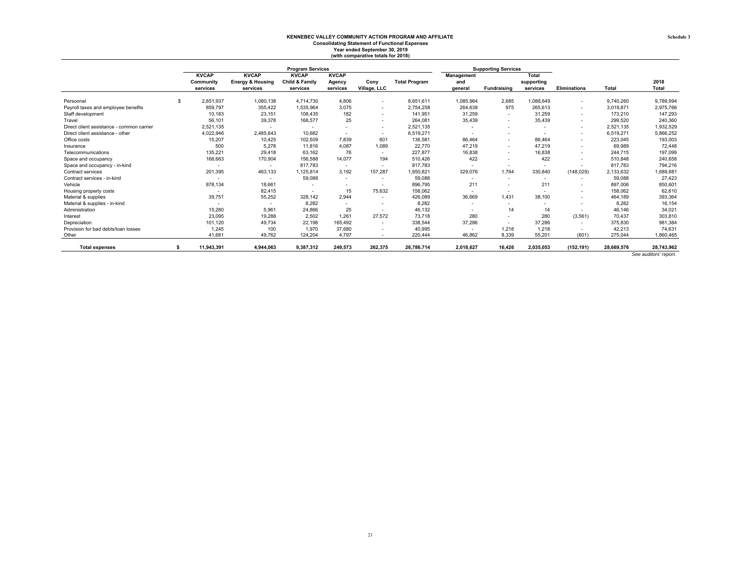Schedule 3

**KENNEBEC VALLEY COMMUNITY ACTION PROGRAM AND AFFILIATE**
**Consolidating Statement of Functional Expenses**
**Year ended September 30, 2019**
**(with comparative totals for 2018)**

| | Program Services | | | | | | Supporting Services | | | | | |
|---|---|---|---|---|---|---|---|---|---|---|---|---|
| | KVCAP Community services | KVCAP Energy & Housing services | KVCAP Child & Family services | KVCAP Agency services | Cony Village, LLC | Total Program | Management and general | Fundraising | Total supporting services | Eliminations | Total | 2018 Total |
| Personnel | $ 2,851,937 | 1,080,138 | 4,714,730 | 4,806 | - | 8,651,611 | 1,085,964 | 2,685 | 1,088,649 | - | 9,740,260 | 9,789,994 |
| Payroll taxes and employee benefits | 859,797 | 355,422 | 1,535,964 | 3,075 | - | 2,754,258 | 264,638 | 975 | 265,613 | - | 3,019,871 | 2,975,766 |
| Staff development | 10,183 | 23,151 | 108,435 | 182 | - | 141,951 | 31,259 | - | 31,259 | - | 173,210 | 147,293 |
| Travel | 56,101 | 39,378 | 168,577 | 25 | - | 264,081 | 35,439 | - | 35,439 | - | 299,520 | 240,360 |
| Direct client assistance - common carrier | 2,521,135 | - | - | - | - | 2,521,135 | - | - | - | - | 2,521,135 | 1,932,529 |
| Direct client assistance - other | 4,022,946 | 2,485,643 | 10,682 | - | - | 6,519,271 | - | - | - | - | 6,519,271 | 5,866,252 |
| Office costs | 15,207 | 10,425 | 102,509 | 7,839 | 601 | 136,581 | 86,464 | - | 86,464 | - | 223,045 | 193,003 |
| Insurance | 500 | 5,278 | 11,816 | 4,087 | 1,089 | 22,770 | 47,219 | - | 47,219 | - | 69,989 | 72,448 |
| Telecommunications | 135,221 | 29,418 | 63,162 | 76 | - | 227,877 | 16,838 | - | 16,838 | - | 244,715 | 197,099 |
| Space and occupancy | 168,663 | 170,904 | 156,588 | 14,077 | 194 | 510,426 | 422 | - | 422 | - | 510,848 | 240,658 |
| Space and occupancy - in-kind | - | - | 817,783 | - | - | 817,783 | - | - | - | - | 817,783 | 794,216 |
| Contract services | 201,395 | 463,133 | 1,125,814 | 3,192 | 157,287 | 1,950,821 | 329,076 | 1,764 | 330,840 | (148,029) | 2,133,632 | 1,689,881 |
| Contract services - in-kind | - | - | 59,088 | - | - | 59,088 | - | - | - | - | 59,088 | 27,423 |
| Vehicle | 878,134 | 18,661 | - | - | - | 896,795 | 211 | - | 211 | - | 897,006 | 850,601 |
| Housing property costs | - | 82,415 | - | 15 | 75,632 | 158,062 | - | - | - | - | 158,062 | 62,610 |
| Material & supplies | 39,751 | 55,252 | 328,142 | 2,944 | - | 426,089 | 36,669 | 1,431 | 38,100 | - | 464,189 | 393,364 |
| Material & supplies - in-kind | - | - | 8,282 | - | - | 8,282 | - | - | - | - | 8,282 | 16,154 |
| Administration | 15,280 | 5,961 | 24,866 | 25 | - | 46,132 | - | 14 | 14 | - | 46,146 | 34,021 |
| Interest | 23,095 | 19,288 | 2,502 | 1,261 | 27,572 | 73,718 | 280 | - | 280 | (3,561) | 70,437 | 303,810 |
| Depreciation | 101,120 | 49,734 | 22,198 | 165,492 | - | 338,544 | 37,286 | - | 37,286 | - | 375,830 | 981,384 |
| Provision for bad debts/loan losses | 1,245 | 100 | 1,970 | 37,680 | - | 40,995 | - | 1,218 | 1,218 | - | 42,213 | 74,631 |
| Other | 41,681 | 49,762 | 124,204 | 4,797 | - | 220,444 | 46,862 | 8,339 | 55,201 | (601) | 275,044 | 1,860,465 |
| **Total expenses** | **$ 11,943,391** | **4,944,063** | **9,387,312** | **249,573** | **262,375** | **26,786,714** | **2,018,627** | **16,426** | **2,035,053** | **(152,191)** | **28,669,576** | **28,743,962** |

*See auditors' report.*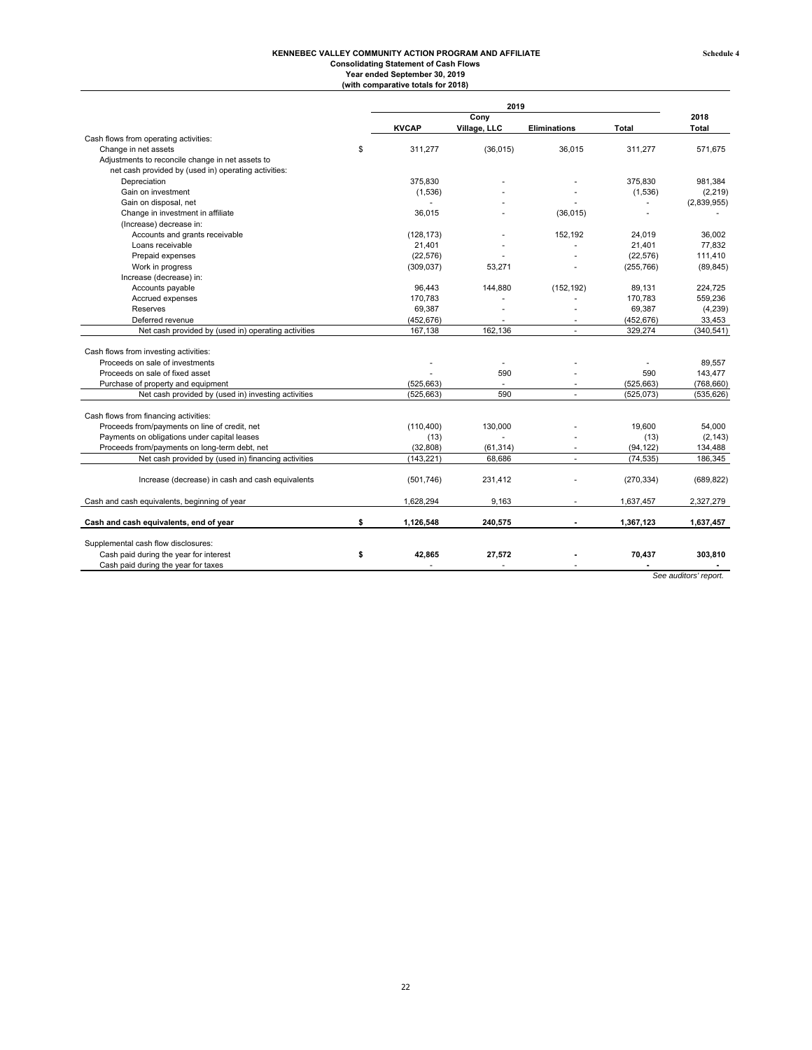**KENNEBEC VALLEY COMMUNITY ACTION PROGRAM AND AFFILIATE**
**Consolidating Statement of Cash Flows**
**Year ended September 30, 2019**
**(with comparative totals for 2018)**

**Schedule 4**

| | 2019 | | | | 2018 |
|---|---|---|---|---|---|
| | **KVCAP** | **Cony Village, LLC** | **Eliminations** | **Total** | **Total** |
| Cash flows from operating activities: | | | | | |
| Change in net assets | $ 311,277 | (36,015) | 36,015 | 311,277 | 571,675 |
| Adjustments to reconcile change in net assets to net cash provided by (used in) operating activities: | | | | | |
| Depreciation | 375,830 | - | - | 375,830 | 981,384 |
| Gain on investment | (1,536) | - | - | (1,536) | (2,219) |
| Gain on disposal, net | - | - | - | - | (2,839,955) |
| Change in investment in affiliate | 36,015 | - | (36,015) | - | - |
| (Increase) decrease in: | | | | | |
| Accounts and grants receivable | (128,173) | - | 152,192 | 24,019 | 36,002 |
| Loans receivable | 21,401 | - | - | 21,401 | 77,832 |
| Prepaid expenses | (22,576) | - | - | (22,576) | 111,410 |
| Work in progress | (309,037) | 53,271 | - | (255,766) | (89,845) |
| Increase (decrease) in: | | | | | |
| Accounts payable | 96,443 | 144,880 | (152,192) | 89,131 | 224,725 |
| Accrued expenses | 170,783 | - | - | 170,783 | 559,236 |
| Reserves | 69,387 | - | - | 69,387 | (4,239) |
| Deferred revenue | (452,676) | - | - | (452,676) | 33,453 |
| Net cash provided by (used in) operating activities | 167,138 | 162,136 | - | 329,274 | (340,541) |
| Cash flows from investing activities: | | | | | |
| Proceeds on sale of investments | - | - | - | - | 89,557 |
| Proceeds on sale of fixed asset | - | 590 | - | 590 | 143,477 |
| Purchase of property and equipment | (525,663) | - | - | (525,663) | (768,660) |
| Net cash provided by (used in) investing activities | (525,663) | 590 | - | (525,073) | (535,626) |
| Cash flows from financing activities: | | | | | |
| Proceeds from/payments on line of credit, net | (110,400) | 130,000 | - | 19,600 | 54,000 |
| Payments on obligations under capital leases | (13) | - | - | (13) | (2,143) |
| Proceeds from/payments on long-term debt, net | (32,808) | (61,314) | - | (94,122) | 134,488 |
| Net cash provided by (used in) financing activities | (143,221) | 68,686 | - | (74,535) | 186,345 |
| Increase (decrease) in cash and cash equivalents | (501,746) | 231,412 | - | (270,334) | (689,822) |
| Cash and cash equivalents, beginning of year | 1,628,294 | 9,163 | - | 1,637,457 | 2,327,279 |
| **Cash and cash equivalents, end of year** | **$ 1,126,548** | **240,575** | **-** | **1,367,123** | **1,637,457** |
| Supplemental cash flow disclosures: | | | | | |
| Cash paid during the year for interest | **$ 42,865** | **27,572** | **-** | **70,437** | **303,810** |
| Cash paid during the year for taxes | - | - | - | **-** | **-** |

*See auditors' report.*